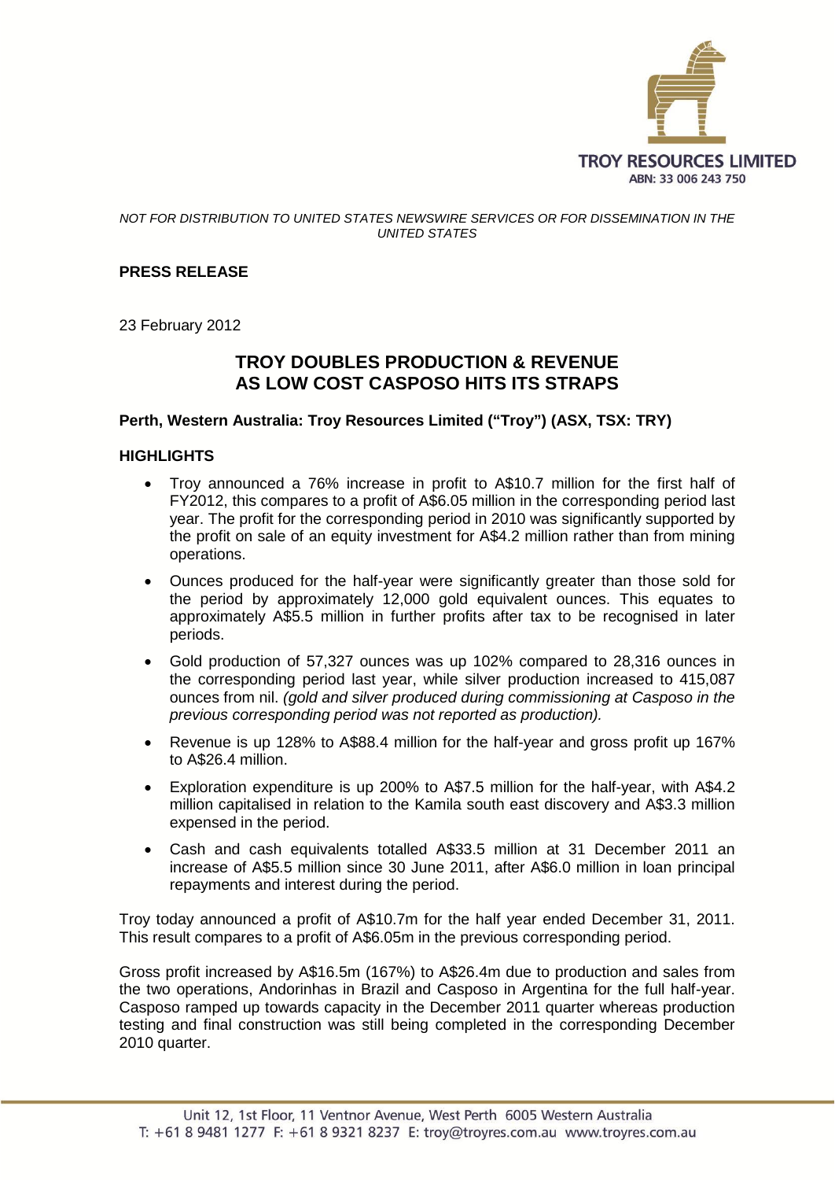TROY RESOURCES LIMITED
ABN: 33 006 243 750

*NOT FOR DISTRIBUTION TO UNITED STATES NEWSWIRE SERVICES OR FOR DISSEMINATION IN THE UNITED STATES*

**PRESS RELEASE**

23 February 2012

# TROY DOUBLES PRODUCTION & REVENUE AS LOW COST CASPOSO HITS ITS STRAPS

**Perth, Western Australia: Troy Resources Limited ("Troy") (ASX, TSX: TRY)**

## HIGHLIGHTS

- Troy announced a 76% increase in profit to A$10.7 million for the first half of FY2012, this compares to a profit of A$6.05 million in the corresponding period last year. The profit for the corresponding period in 2010 was significantly supported by the profit on sale of an equity investment for A$4.2 million rather than from mining operations.
- Ounces produced for the half-year were significantly greater than those sold for the period by approximately 12,000 gold equivalent ounces. This equates to approximately A$5.5 million in further profits after tax to be recognised in later periods.
- Gold production of 57,327 ounces was up 102% compared to 28,316 ounces in the corresponding period last year, while silver production increased to 415,087 ounces from nil. *(gold and silver produced during commissioning at Casposo in the previous corresponding period was not reported as production).*
- Revenue is up 128% to A$88.4 million for the half-year and gross profit up 167% to A$26.4 million.
- Exploration expenditure is up 200% to A$7.5 million for the half-year, with A$4.2 million capitalised in relation to the Kamila south east discovery and A$3.3 million expensed in the period.
- Cash and cash equivalents totalled A$33.5 million at 31 December 2011 an increase of A$5.5 million since 30 June 2011, after A$6.0 million in loan principal repayments and interest during the period.

Troy today announced a profit of A$10.7m for the half year ended December 31, 2011. This result compares to a profit of A$6.05m in the previous corresponding period.

Gross profit increased by A$16.5m (167%) to A$26.4m due to production and sales from the two operations, Andorinhas in Brazil and Casposo in Argentina for the full half-year. Casposo ramped up towards capacity in the December 2011 quarter whereas production testing and final construction was still being completed in the corresponding December 2010 quarter.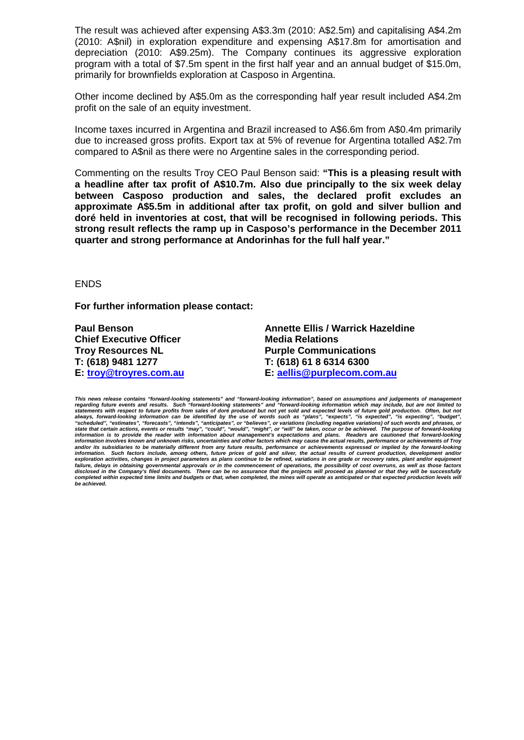The result was achieved after expensing A$3.3m (2010: A$2.5m) and capitalising A$4.2m (2010: A$nil) in exploration expenditure and expensing A$17.8m for amortisation and depreciation (2010: A$9.25m). The Company continues its aggressive exploration program with a total of $7.5m spent in the first half year and an annual budget of $15.0m, primarily for brownfields exploration at Casposo in Argentina.

Other income declined by A$5.0m as the corresponding half year result included A$4.2m profit on the sale of an equity investment.

Income taxes incurred in Argentina and Brazil increased to A$6.6m from A$0.4m primarily due to increased gross profits. Export tax at 5% of revenue for Argentina totalled A$2.7m compared to A$nil as there were no Argentine sales in the corresponding period.

Commenting on the results Troy CEO Paul Benson said: **"This is a pleasing result with a headline after tax profit of A$10.7m. Also due principally to the six week delay between Casposo production and sales, the declared profit excludes an approximate A$5.5m in additional after tax profit, on gold and silver bullion and doré held in inventories at cost, that will be recognised in following periods. This strong result reflects the ramp up in Casposo's performance in the December 2011 quarter and strong performance at Andorinhas for the full half year."**

ENDS

**For further information please contact:**

**Paul Benson**
**Chief Executive Officer**
**Troy Resources NL**
**T: (618) 9481 1277**
**E: troy@troyres.com.au**

**Annette Ellis / Warrick Hazeldine**
**Media Relations**
**Purple Communications**
**T: (618) 61 8 6314 6300**
**E: aellis@purplecom.com.au**

***This news release contains "forward-looking statements" and "forward-looking information", based on assumptions and judgements of management regarding future events and results. Such "forward-looking statements" and "forward-looking information which may include, but are not limited to statements with respect to future profits from sales of doré produced but not yet sold and expected levels of future gold production. Often, but not always, forward-looking information can be identified by the use of words such as "plans", "expects", "is expected", "is expecting", "budget", "scheduled", "estimates", "forecasts", "intends", "anticipates", or "believes", or variations (including negative variations) of such words and phrases, or state that certain actions, events or results "may", "could", "would", "might", or "will" be taken, occur or be achieved. The purpose of forward-looking information is to provide the reader with information about management's expectations and plans. Readers are cautioned that forward-looking information involves known and unknown risks, uncertainties and other factors which may cause the actual results, performance or achievements of Troy and/or its subsidiaries to be materially different from any future results, performance or achievements expressed or implied by the forward-looking information. Such factors include, among others, future prices of gold and silver, the actual results of current production, development and/or exploration activities, changes in project parameters as plans continue to be refined, variations in ore grade or recovery rates, plant and/or equipment failure, delays in obtaining governmental approvals or in the commencement of operations, the possibility of cost overruns, as well as those factors disclosed in the Company's filed documents. There can be no assurance that the projects will proceed as planned or that they will be successfully completed within expected time limits and budgets or that, when completed, the mines will operate as anticipated or that expected production levels will be achieved.***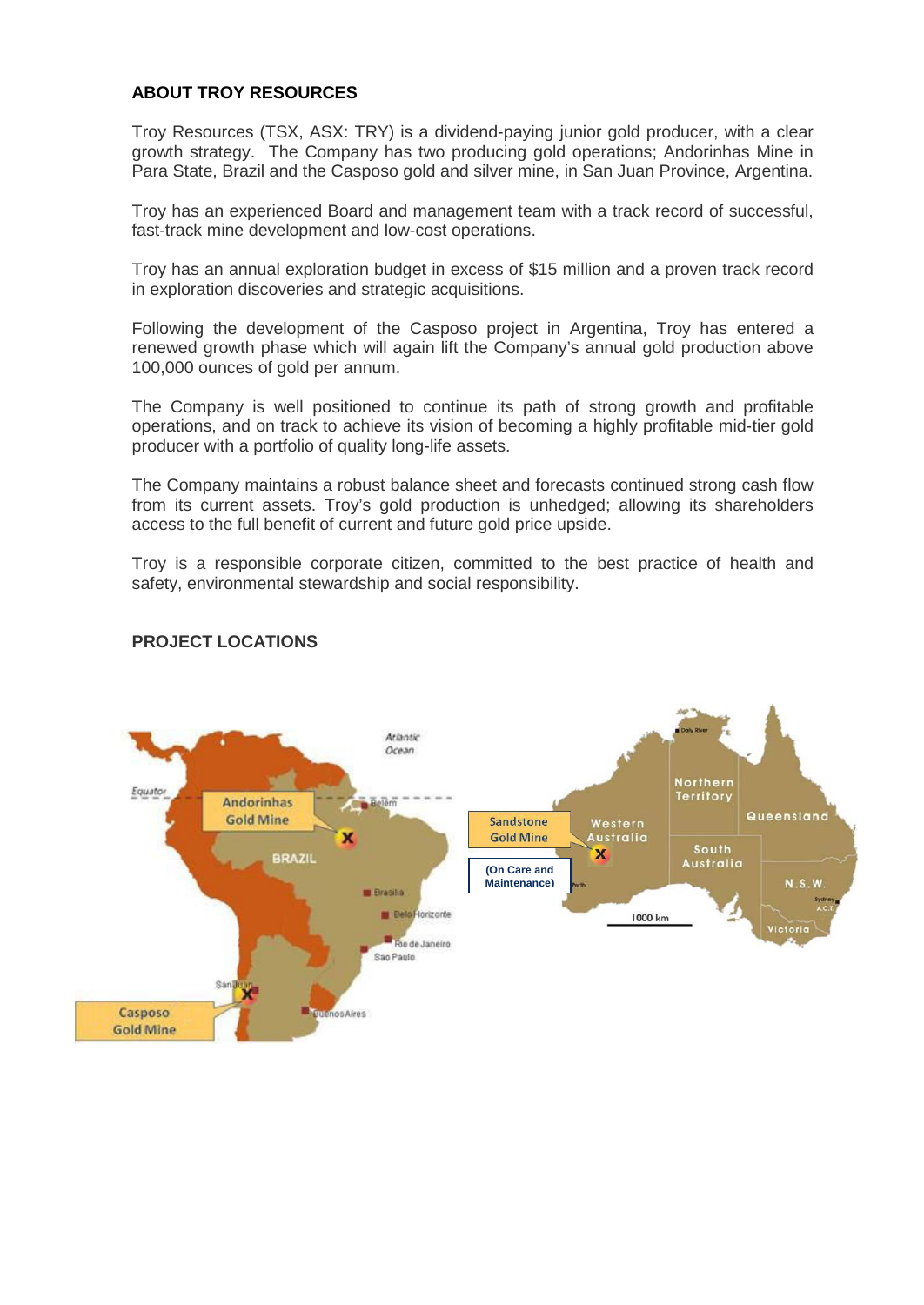## ABOUT TROY RESOURCES

Troy Resources (TSX, ASX: TRY) is a dividend-paying junior gold producer, with a clear growth strategy. The Company has two producing gold operations; Andorinhas Mine in Para State, Brazil and the Casposo gold and silver mine, in San Juan Province, Argentina.

Troy has an experienced Board and management team with a track record of successful, fast-track mine development and low-cost operations.

Troy has an annual exploration budget in excess of $15 million and a proven track record in exploration discoveries and strategic acquisitions.

Following the development of the Casposo project in Argentina, Troy has entered a renewed growth phase which will again lift the Company's annual gold production above 100,000 ounces of gold per annum.

The Company is well positioned to continue its path of strong growth and profitable operations, and on track to achieve its vision of becoming a highly profitable mid-tier gold producer with a portfolio of quality long-life assets.

The Company maintains a robust balance sheet and forecasts continued strong cash flow from its current assets. Troy's gold production is unhedged; allowing its shareholders access to the full benefit of current and future gold price upside.

Troy is a responsible corporate citizen, committed to the best practice of health and safety, environmental stewardship and social responsibility.

## PROJECT LOCATIONS

Andorinhas Gold Mine

Casposo Gold Mine

Sandstone Gold Mine (On Care and Maintenance)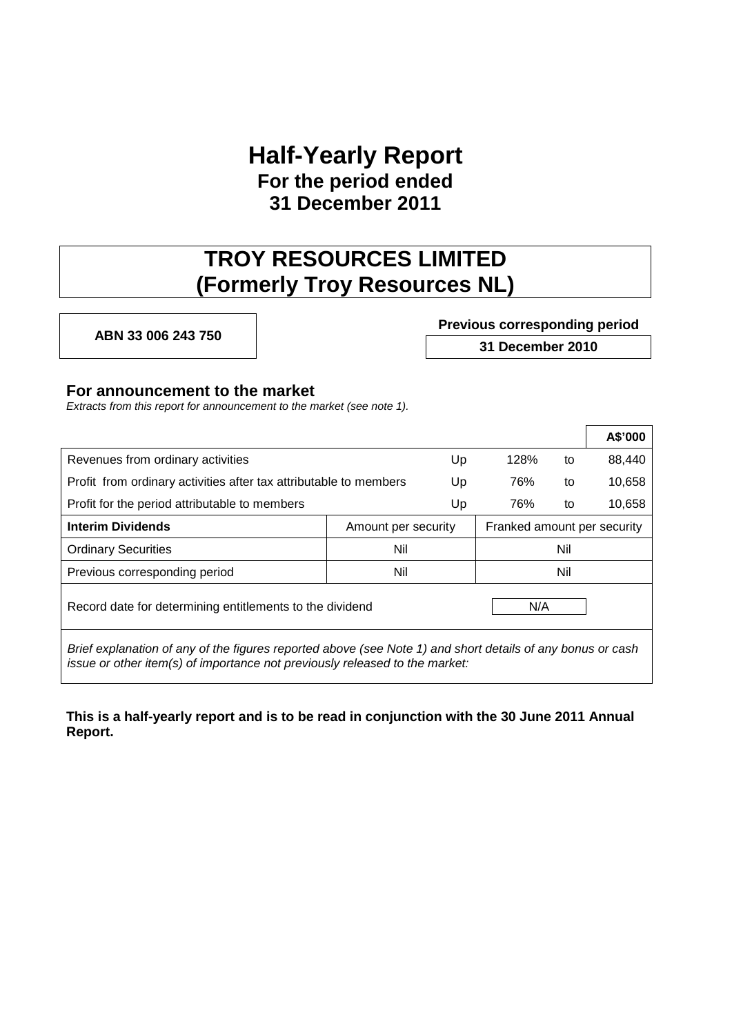# Half-Yearly Report

**For the period ended**
**31 December 2011**

# TROY RESOURCES LIMITED
# (Formerly Troy Resources NL)

| ABN 33 006 243 750 | Previous corresponding period |
|---|---|
| | **31 December 2010** |

## For announcement to the market

*Extracts from this report for announcement to the market (see note 1).*

| | | | | **A$'000** |
|---|---|---|---|---|
| Revenues from ordinary activities | Up | 128% | to | 88,440 |
| Profit from ordinary activities after tax attributable to members | Up | 76% | to | 10,658 |
| Profit for the period attributable to members | Up | 76% | to | 10,658 |

| **Interim Dividends** | Amount per security | Franked amount per security |
|---|---|---|
| Ordinary Securities | Nil | Nil |
| Previous corresponding period | Nil | Nil |
| Record date for determining entitlements to the dividend | | N/A |

*Brief explanation of any of the figures reported above (see Note 1) and short details of any bonus or cash issue or other item(s) of importance not previously released to the market:*

**This is a half-yearly report and is to be read in conjunction with the 30 June 2011 Annual Report.**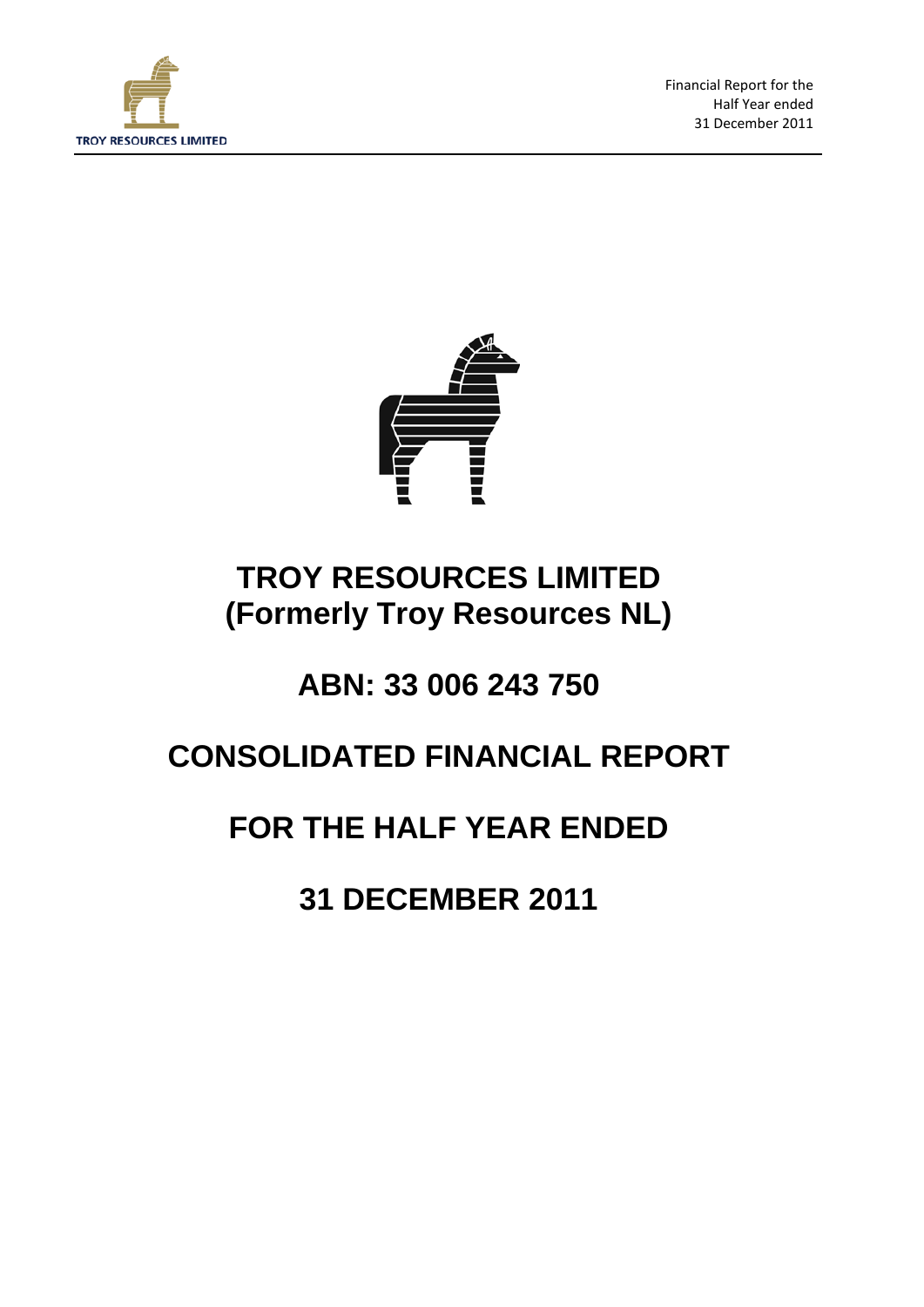# TROY RESOURCES LIMITED
# (Formerly Troy Resources NL)

## ABN: 33 006 243 750

## CONSOLIDATED FINANCIAL REPORT

## FOR THE HALF YEAR ENDED

## 31 DECEMBER 2011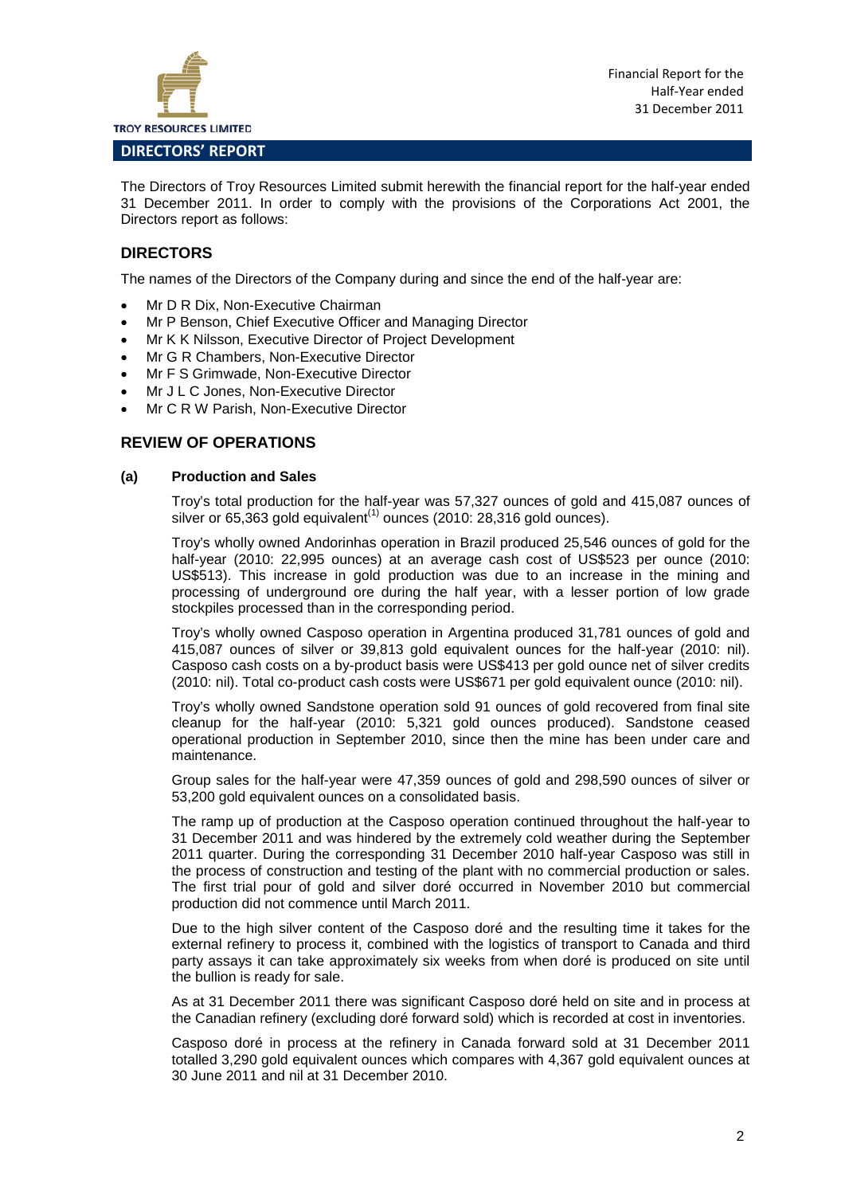## DIRECTORS' REPORT

The Directors of Troy Resources Limited submit herewith the financial report for the half-year ended 31 December 2011. In order to comply with the provisions of the Corporations Act 2001, the Directors report as follows:

### DIRECTORS

The names of the Directors of the Company during and since the end of the half-year are:

- Mr D R Dix, Non-Executive Chairman
- Mr P Benson, Chief Executive Officer and Managing Director
- Mr K K Nilsson, Executive Director of Project Development
- Mr G R Chambers, Non-Executive Director
- Mr F S Grimwade, Non-Executive Director
- Mr J L C Jones, Non-Executive Director
- Mr C R W Parish, Non-Executive Director

### REVIEW OF OPERATIONS

#### (a) Production and Sales

Troy's total production for the half-year was 57,327 ounces of gold and 415,087 ounces of silver or 65,363 gold equivalent[(1)] ounces (2010: 28,316 gold ounces).

Troy's wholly owned Andorinhas operation in Brazil produced 25,546 ounces of gold for the half-year (2010: 22,995 ounces) at an average cash cost of US$523 per ounce (2010: US$513). This increase in gold production was due to an increase in the mining and processing of underground ore during the half year, with a lesser portion of low grade stockpiles processed than in the corresponding period.

Troy's wholly owned Casposo operation in Argentina produced 31,781 ounces of gold and 415,087 ounces of silver or 39,813 gold equivalent ounces for the half-year (2010: nil). Casposo cash costs on a by-product basis were US$413 per gold ounce net of silver credits (2010: nil). Total co-product cash costs were US$671 per gold equivalent ounce (2010: nil).

Troy's wholly owned Sandstone operation sold 91 ounces of gold recovered from final site cleanup for the half-year (2010: 5,321 gold ounces produced). Sandstone ceased operational production in September 2010, since then the mine has been under care and maintenance.

Group sales for the half-year were 47,359 ounces of gold and 298,590 ounces of silver or 53,200 gold equivalent ounces on a consolidated basis.

The ramp up of production at the Casposo operation continued throughout the half-year to 31 December 2011 and was hindered by the extremely cold weather during the September 2011 quarter. During the corresponding 31 December 2010 half-year Casposo was still in the process of construction and testing of the plant with no commercial production or sales. The first trial pour of gold and silver doré occurred in November 2010 but commercial production did not commence until March 2011.

Due to the high silver content of the Casposo doré and the resulting time it takes for the external refinery to process it, combined with the logistics of transport to Canada and third party assays it can take approximately six weeks from when doré is produced on site until the bullion is ready for sale.

As at 31 December 2011 there was significant Casposo doré held on site and in process at the Canadian refinery (excluding doré forward sold) which is recorded at cost in inventories.

Casposo doré in process at the refinery in Canada forward sold at 31 December 2011 totalled 3,290 gold equivalent ounces which compares with 4,367 gold equivalent ounces at 30 June 2011 and nil at 31 December 2010.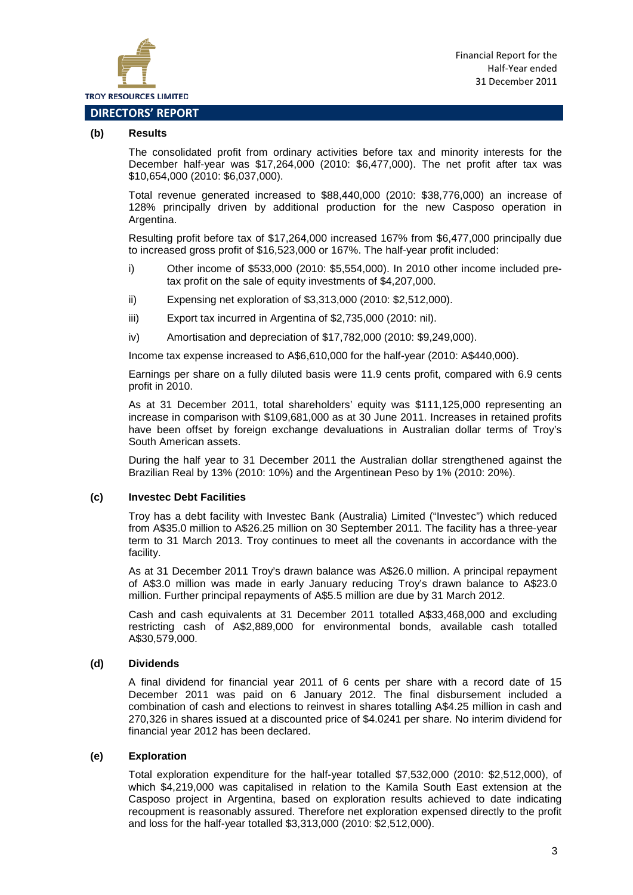## DIRECTORS' REPORT

**(b) Results**

The consolidated profit from ordinary activities before tax and minority interests for the December half-year was $17,264,000 (2010: $6,477,000). The net profit after tax was $10,654,000 (2010: $6,037,000).

Total revenue generated increased to $88,440,000 (2010: $38,776,000) an increase of 128% principally driven by additional production for the new Casposo operation in Argentina.

Resulting profit before tax of $17,264,000 increased 167% from $6,477,000 principally due to increased gross profit of $16,523,000 or 167%. The half-year profit included:

i) Other income of $533,000 (2010: $5,554,000). In 2010 other income included pre-tax profit on the sale of equity investments of $4,207,000.

ii) Expensing net exploration of $3,313,000 (2010: $2,512,000).

iii) Export tax incurred in Argentina of $2,735,000 (2010: nil).

iv) Amortisation and depreciation of $17,782,000 (2010: $9,249,000).

Income tax expense increased to A$6,610,000 for the half-year (2010: A$440,000).

Earnings per share on a fully diluted basis were 11.9 cents profit, compared with 6.9 cents profit in 2010.

As at 31 December 2011, total shareholders' equity was $111,125,000 representing an increase in comparison with $109,681,000 as at 30 June 2011. Increases in retained profits have been offset by foreign exchange devaluations in Australian dollar terms of Troy's South American assets.

During the half year to 31 December 2011 the Australian dollar strengthened against the Brazilian Real by 13% (2010: 10%) and the Argentinean Peso by 1% (2010: 20%).

**(c) Investec Debt Facilities**

Troy has a debt facility with Investec Bank (Australia) Limited ("Investec") which reduced from A$35.0 million to A$26.25 million on 30 September 2011. The facility has a three-year term to 31 March 2013. Troy continues to meet all the covenants in accordance with the facility.

As at 31 December 2011 Troy's drawn balance was A$26.0 million. A principal repayment of A$3.0 million was made in early January reducing Troy's drawn balance to A$23.0 million. Further principal repayments of A$5.5 million are due by 31 March 2012.

Cash and cash equivalents at 31 December 2011 totalled A$33,468,000 and excluding restricting cash of A$2,889,000 for environmental bonds, available cash totalled A$30,579,000.

**(d) Dividends**

A final dividend for financial year 2011 of 6 cents per share with a record date of 15 December 2011 was paid on 6 January 2012. The final disbursement included a combination of cash and elections to reinvest in shares totalling A$4.25 million in cash and 270,326 in shares issued at a discounted price of $4.0241 per share. No interim dividend for financial year 2012 has been declared.

**(e) Exploration**

Total exploration expenditure for the half-year totalled $7,532,000 (2010: $2,512,000), of which $4,219,000 was capitalised in relation to the Kamila South East extension at the Casposo project in Argentina, based on exploration results achieved to date indicating recoupment is reasonably assured. Therefore net exploration expensed directly to the profit and loss for the half-year totalled $3,313,000 (2010: $2,512,000).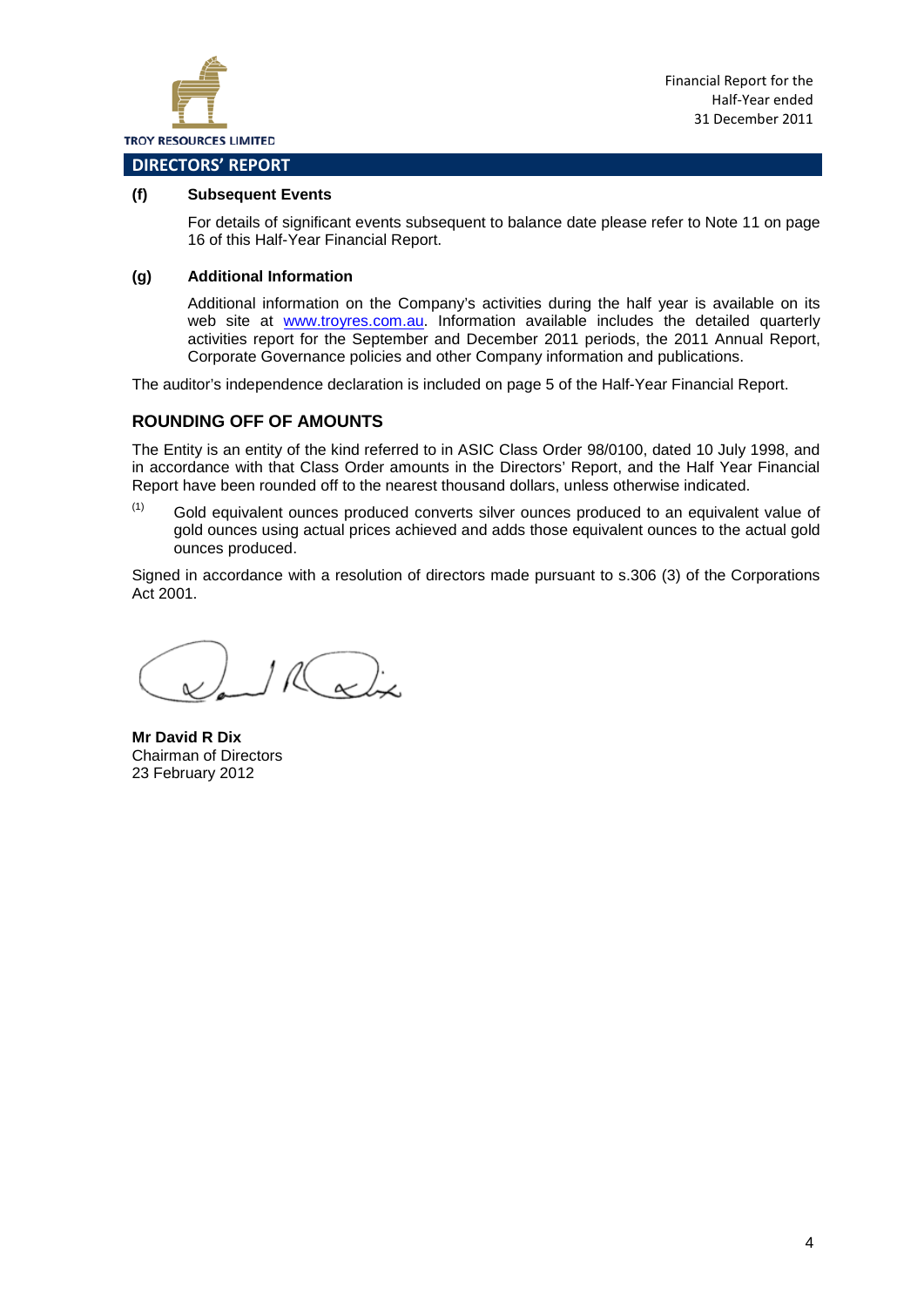## DIRECTORS' REPORT

**(f) Subsequent Events**

For details of significant events subsequent to balance date please refer to Note 11 on page 16 of this Half-Year Financial Report.

**(g) Additional Information**

Additional information on the Company's activities during the half year is available on its web site at www.troyres.com.au. Information available includes the detailed quarterly activities report for the September and December 2011 periods, the 2011 Annual Report, Corporate Governance policies and other Company information and publications.

The auditor's independence declaration is included on page 5 of the Half-Year Financial Report.

### ROUNDING OFF OF AMOUNTS

The Entity is an entity of the kind referred to in ASIC Class Order 98/0100, dated 10 July 1998, and in accordance with that Class Order amounts in the Directors' Report, and the Half Year Financial Report have been rounded off to the nearest thousand dollars, unless otherwise indicated.

(1) Gold equivalent ounces produced converts silver ounces produced to an equivalent value of gold ounces using actual prices achieved and adds those equivalent ounces to the actual gold ounces produced.

Signed in accordance with a resolution of directors made pursuant to s.306 (3) of the Corporations Act 2001.

**Mr David R Dix**
Chairman of Directors
23 February 2012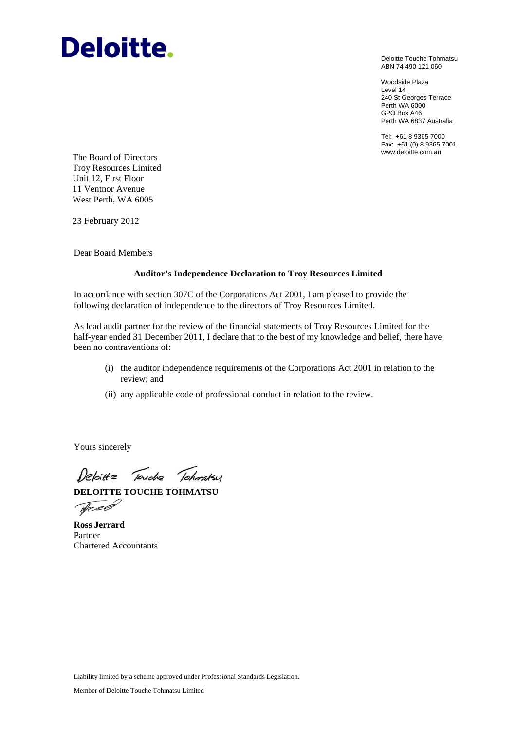Deloitte.

Deloitte Touche Tohmatsu
ABN 74 490 121 060

Woodside Plaza
Level 14
240 St Georges Terrace
Perth WA 6000
GPO Box A46
Perth WA 6837 Australia

Tel: +61 8 9365 7000
Fax: +61 (0) 8 9365 7001
www.deloitte.com.au

The Board of Directors
Troy Resources Limited
Unit 12, First Floor
11 Ventnor Avenue
West Perth, WA 6005

23 February 2012

Dear Board Members

**Auditor's Independence Declaration to Troy Resources Limited**

In accordance with section 307C of the Corporations Act 2001, I am pleased to provide the following declaration of independence to the directors of Troy Resources Limited.

As lead audit partner for the review of the financial statements of Troy Resources Limited for the half-year ended 31 December 2011, I declare that to the best of my knowledge and belief, there have been no contraventions of:

(i) the auditor independence requirements of the Corporations Act 2001 in relation to the review; and

(ii) any applicable code of professional conduct in relation to the review.

Yours sincerely

Deloitte Touche Tohmatsu

**DELOITTE TOUCHE TOHMATSU**

**Ross Jerrard**
Partner
Chartered Accountants

Liability limited by a scheme approved under Professional Standards Legislation.

Member of Deloitte Touche Tohmatsu Limited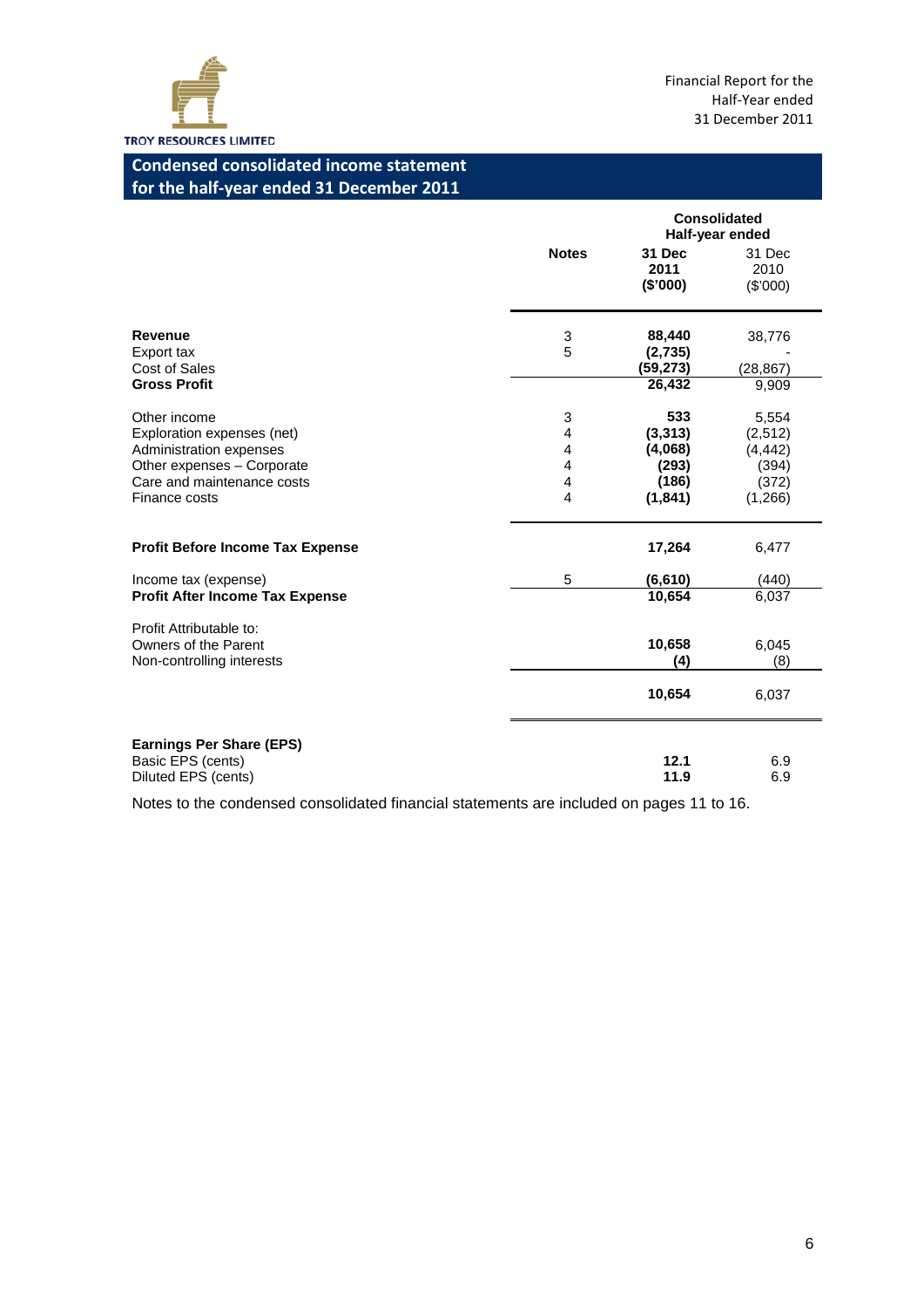TROY RESOURCES LIMITED

Financial Report for the Half-Year ended 31 December 2011

## Condensed consolidated income statement for the half-year ended 31 December 2011

| | Notes | Consolidated Half-year ended 31 Dec 2011 ($'000) | 31 Dec 2010 ($'000) |
|---|---|---|---|
| **Revenue** | 3 | **88,440** | 38,776 |
| Export tax | 5 | **(2,735)** | - |
| Cost of Sales | | **(59,273)** | (28,867) |
| **Gross Profit** | | **26,432** | 9,909 |
| | | | |
| Other income | 3 | **533** | 5,554 |
| Exploration expenses (net) | 4 | **(3,313)** | (2,512) |
| Administration expenses | 4 | **(4,068)** | (4,442) |
| Other expenses – Corporate | 4 | **(293)** | (394) |
| Care and maintenance costs | 4 | **(186)** | (372) |
| Finance costs | 4 | **(1,841)** | (1,266) |
| | | | |
| **Profit Before Income Tax Expense** | | **17,264** | 6,477 |
| | | | |
| Income tax (expense) | 5 | **(6,610)** | (440) |
| **Profit After Income Tax Expense** | | **10,654** | 6,037 |
| | | | |
| Profit Attributable to: | | | |
| Owners of the Parent | | **10,658** | 6,045 |
| Non-controlling interests | | **(4)** | (8) |
| | | **10,654** | 6,037 |
| | | | |
| **Earnings Per Share (EPS)** | | | |
| Basic EPS (cents) | | **12.1** | 6.9 |
| Diluted EPS (cents) | | **11.9** | 6.9 |

Notes to the condensed consolidated financial statements are included on pages 11 to 16.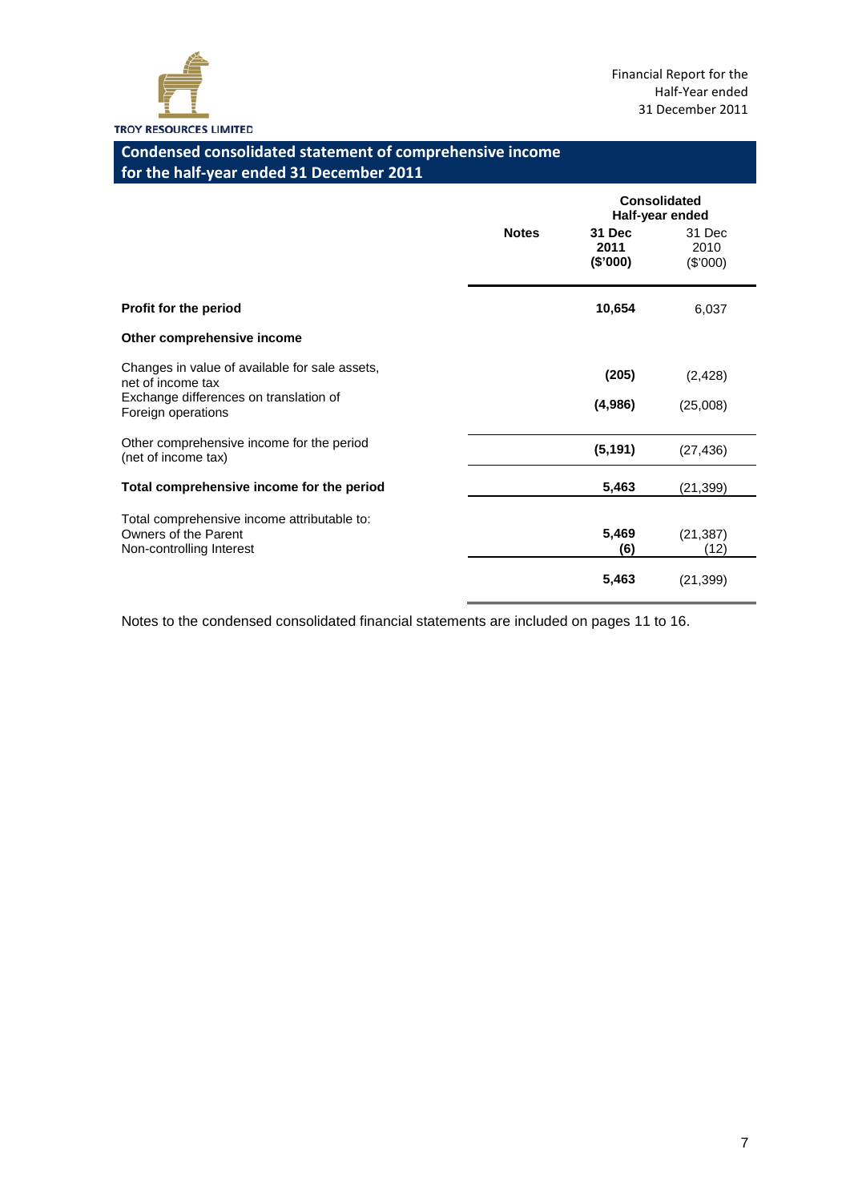## Condensed consolidated statement of comprehensive income for the half-year ended 31 December 2011

| | Notes | Consolidated Half-year ended 31 Dec 2011 ($'000) | 31 Dec 2010 ($'000) |
|---|---|---|---|
| **Profit for the period** | | **10,654** | 6,037 |
| **Other comprehensive income** | | | |
| Changes in value of available for sale assets, net of income tax | | **(205)** | (2,428) |
| Exchange differences on translation of Foreign operations | | **(4,986)** | (25,008) |
| Other comprehensive income for the period (net of income tax) | | **(5,191)** | (27,436) |
| **Total comprehensive income for the period** | | **5,463** | (21,399) |
| Total comprehensive income attributable to: | | | |
| Owners of the Parent | | **5,469** | (21,387) |
| Non-controlling Interest | | **(6)** | (12) |
| | | **5,463** | (21,399) |

Notes to the condensed consolidated financial statements are included on pages 11 to 16.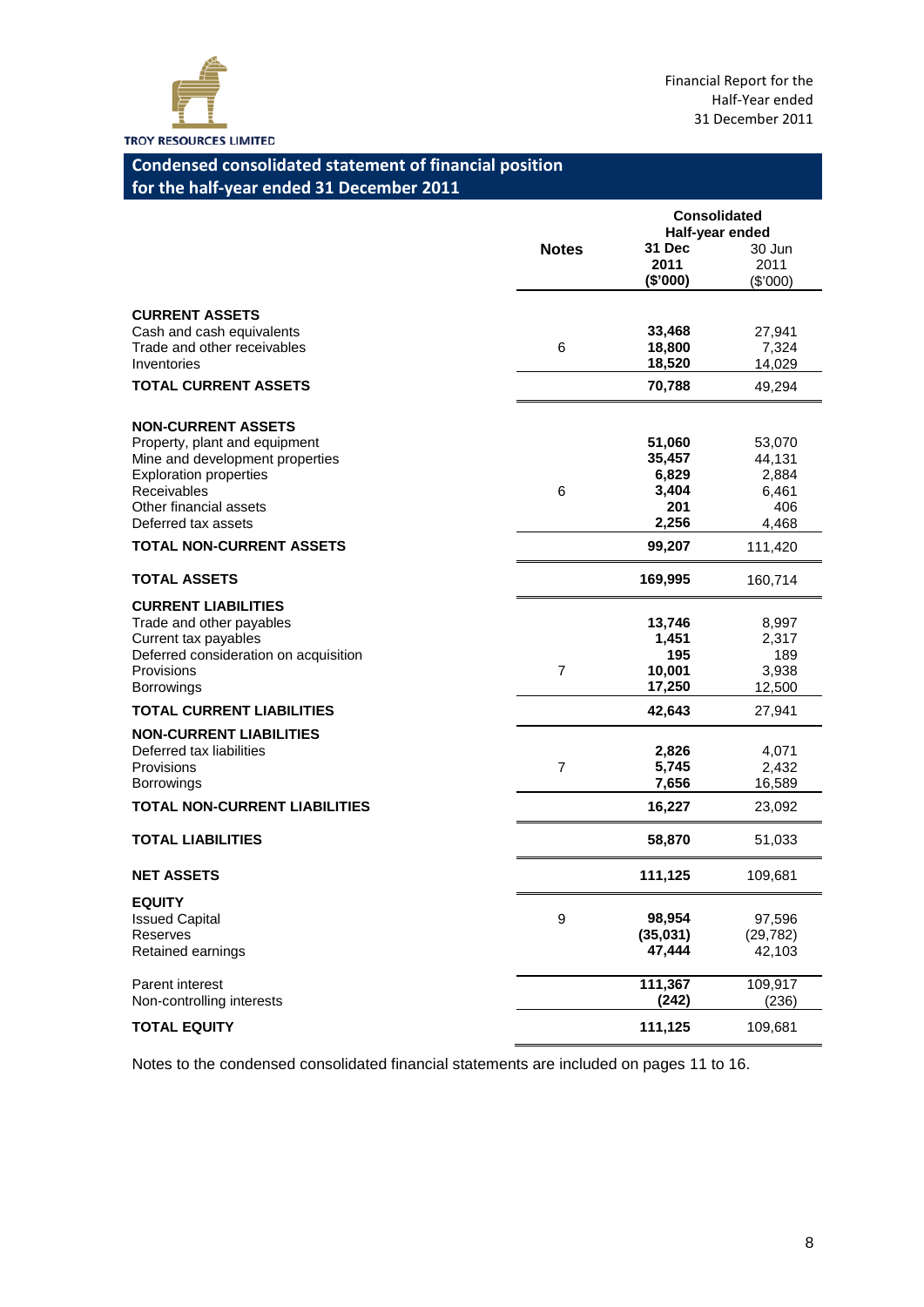## Condensed consolidated statement of financial position for the half-year ended 31 December 2011

| | Notes | Consolidated Half-year ended 31 Dec 2011 ($'000) | 30 Jun 2011 ($'000) |
|---|---|---|---|
| **CURRENT ASSETS** | | | |
| Cash and cash equivalents | | **33,468** | 27,941 |
| Trade and other receivables | 6 | **18,800** | 7,324 |
| Inventories | | **18,520** | 14,029 |
| **TOTAL CURRENT ASSETS** | | **70,788** | 49,294 |
| **NON-CURRENT ASSETS** | | | |
| Property, plant and equipment | | **51,060** | 53,070 |
| Mine and development properties | | **35,457** | 44,131 |
| Exploration properties | | **6,829** | 2,884 |
| Receivables | 6 | **3,404** | 6,461 |
| Other financial assets | | **201** | 406 |
| Deferred tax assets | | **2,256** | 4,468 |
| **TOTAL NON-CURRENT ASSETS** | | **99,207** | 111,420 |
| **TOTAL ASSETS** | | **169,995** | 160,714 |
| **CURRENT LIABILITIES** | | | |
| Trade and other payables | | **13,746** | 8,997 |
| Current tax payables | | **1,451** | 2,317 |
| Deferred consideration on acquisition | | **195** | 189 |
| Provisions | 7 | **10,001** | 3,938 |
| Borrowings | | **17,250** | 12,500 |
| **TOTAL CURRENT LIABILITIES** | | **42,643** | 27,941 |
| **NON-CURRENT LIABILITIES** | | | |
| Deferred tax liabilities | | **2,826** | 4,071 |
| Provisions | 7 | **5,745** | 2,432 |
| Borrowings | | **7,656** | 16,589 |
| **TOTAL NON-CURRENT LIABILITIES** | | **16,227** | 23,092 |
| **TOTAL LIABILITIES** | | **58,870** | 51,033 |
| **NET ASSETS** | | **111,125** | 109,681 |
| **EQUITY** | | | |
| Issued Capital | 9 | **98,954** | 97,596 |
| Reserves | | **(35,031)** | (29,782) |
| Retained earnings | | **47,444** | 42,103 |
| Parent interest | | **111,367** | 109,917 |
| Non-controlling interests | | **(242)** | (236) |
| **TOTAL EQUITY** | | **111,125** | 109,681 |

Notes to the condensed consolidated financial statements are included on pages 11 to 16.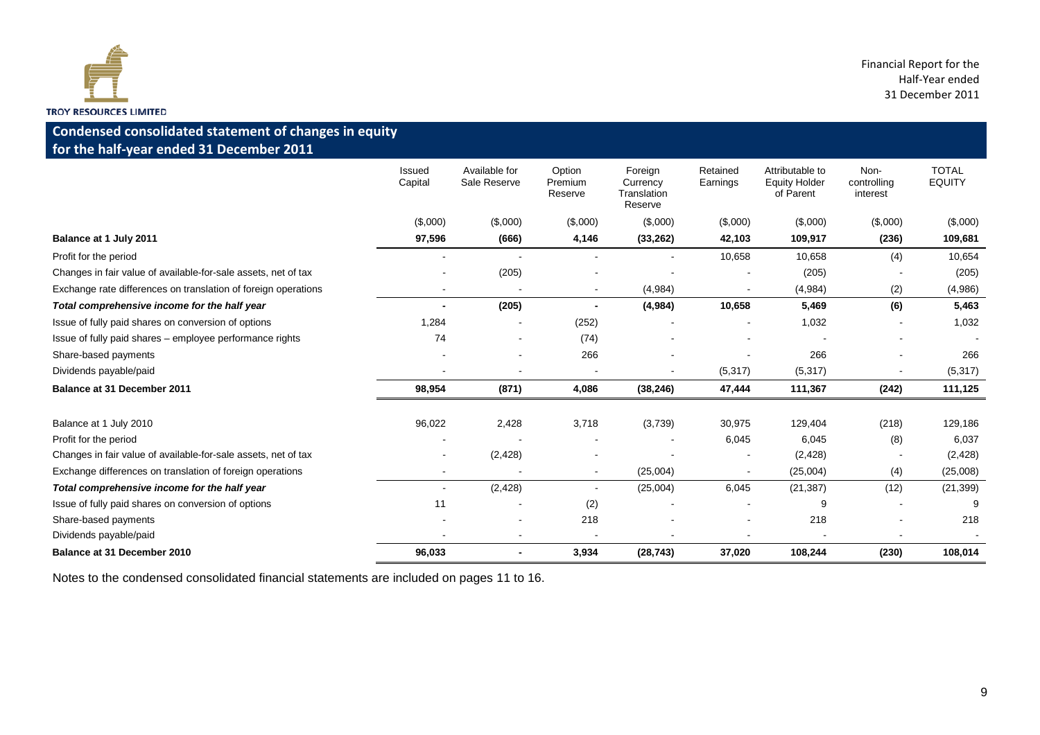## Condensed consolidated statement of changes in equity for the half-year ended 31 December 2011

| | Issued Capital | Available for Sale Reserve | Option Premium Reserve | Foreign Currency Translation Reserve | Retained Earnings | Attributable to Equity Holder of Parent | Non-controlling interest | TOTAL EQUITY |
|---|---|---|---|---|---|---|---|---|
| | ($,000) | ($,000) | ($,000) | ($,000) | ($,000) | ($,000) | ($,000) | ($,000) |
| **Balance at 1 July 2011** | **97,596** | **(666)** | **4,146** | **(33,262)** | **42,103** | **109,917** | **(236)** | **109,681** |
| Profit for the period | - | - | - | - | 10,658 | 10,658 | (4) | 10,654 |
| Changes in fair value of available-for-sale assets, net of tax | - | (205) | - | - | - | (205) | - | (205) |
| Exchange rate differences on translation of foreign operations | - | - | - | (4,984) | - | (4,984) | (2) | (4,986) |
| ***Total comprehensive income for the half year*** | **-** | **(205)** | **-** | **(4,984)** | **10,658** | **5,469** | **(6)** | **5,463** |
| Issue of fully paid shares on conversion of options | 1,284 | - | (252) | - | - | 1,032 | - | 1,032 |
| Issue of fully paid shares – employee performance rights | 74 | - | (74) | - | - | - | - | - |
| Share-based payments | - | - | 266 | - | - | 266 | - | 266 |
| Dividends payable/paid | - | - | - | - | (5,317) | (5,317) | - | (5,317) |
| **Balance at 31 December 2011** | **98,954** | **(871)** | **4,086** | **(38,246)** | **47,444** | **111,367** | **(242)** | **111,125** |
| | | | | | | | | |
| Balance at 1 July 2010 | 96,022 | 2,428 | 3,718 | (3,739) | 30,975 | 129,404 | (218) | 129,186 |
| Profit for the period | - | - | - | - | 6,045 | 6,045 | (8) | 6,037 |
| Changes in fair value of available-for-sale assets, net of tax | - | (2,428) | - | - | - | (2,428) | - | (2,428) |
| Exchange differences on translation of foreign operations | - | - | - | (25,004) | - | (25,004) | (4) | (25,008) |
| ***Total comprehensive income for the half year*** | - | (2,428) | - | (25,004) | 6,045 | (21,387) | (12) | (21,399) |
| Issue of fully paid shares on conversion of options | 11 | - | (2) | - | - | 9 | - | 9 |
| Share-based payments | - | - | 218 | - | - | 218 | - | 218 |
| Dividends payable/paid | - | - | - | - | - | - | - | - |
| **Balance at 31 December 2010** | **96,033** | **-** | **3,934** | **(28,743)** | **37,020** | **108,244** | **(230)** | **108,014** |

Notes to the condensed consolidated financial statements are included on pages 11 to 16.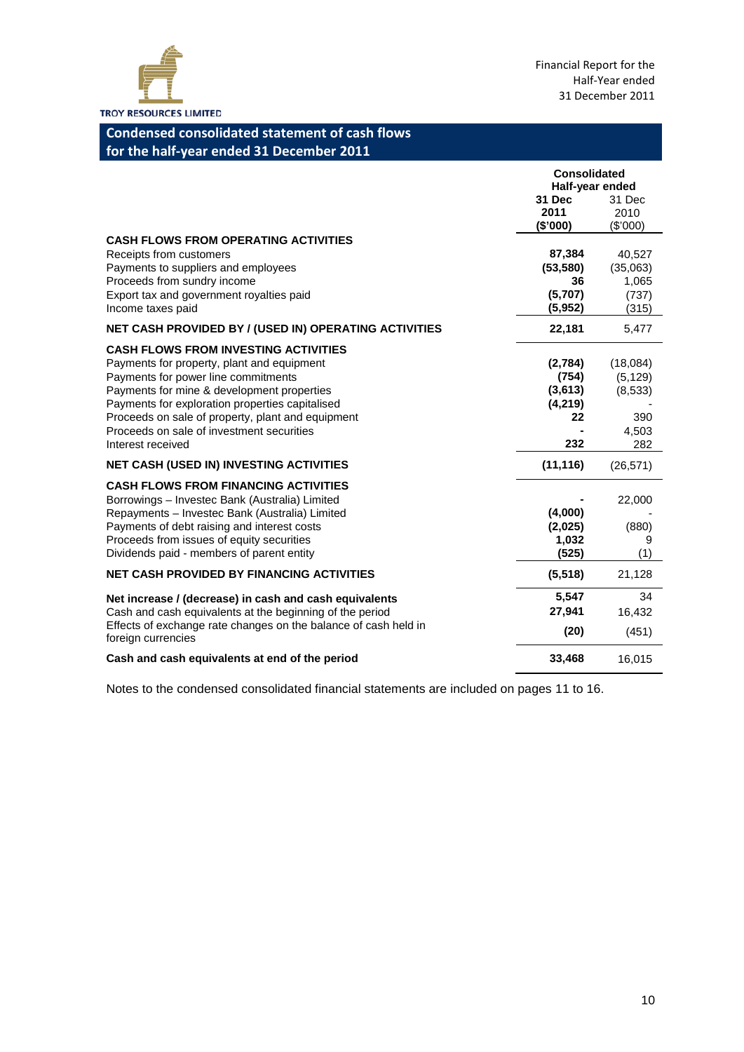## Condensed consolidated statement of cash flows for the half-year ended 31 December 2011

| | Consolidated Half-year ended | |
|---|---|---|
| | **31 Dec 2011 ($'000)** | 31 Dec 2010 ($'000) |
| **CASH FLOWS FROM OPERATING ACTIVITIES** | | |
| Receipts from customers | **87,384** | 40,527 |
| Payments to suppliers and employees | **(53,580)** | (35,063) |
| Proceeds from sundry income | **36** | 1,065 |
| Export tax and government royalties paid | **(5,707)** | (737) |
| Income taxes paid | **(5,952)** | (315) |
| **NET CASH PROVIDED BY / (USED IN) OPERATING ACTIVITIES** | **22,181** | 5,477 |
| **CASH FLOWS FROM INVESTING ACTIVITIES** | | |
| Payments for property, plant and equipment | **(2,784)** | (18,084) |
| Payments for power line commitments | **(754)** | (5,129) |
| Payments for mine & development properties | **(3,613)** | (8,533) |
| Payments for exploration properties capitalised | **(4,219)** | - |
| Proceeds on sale of property, plant and equipment | **22** | 390 |
| Proceeds on sale of investment securities | **-** | 4,503 |
| Interest received | **232** | 282 |
| **NET CASH (USED IN) INVESTING ACTIVITIES** | **(11,116)** | (26,571) |
| **CASH FLOWS FROM FINANCING ACTIVITIES** | | |
| Borrowings – Investec Bank (Australia) Limited | **-** | 22,000 |
| Repayments – Investec Bank (Australia) Limited | **(4,000)** | - |
| Payments of debt raising and interest costs | **(2,025)** | (880) |
| Proceeds from issues of equity securities | **1,032** | 9 |
| Dividends paid - members of parent entity | **(525)** | (1) |
| **NET CASH PROVIDED BY FINANCING ACTIVITIES** | **(5,518)** | 21,128 |
| **Net increase / (decrease) in cash and cash equivalents** | **5,547** | 34 |
| Cash and cash equivalents at the beginning of the period | **27,941** | 16,432 |
| Effects of exchange rate changes on the balance of cash held in foreign currencies | **(20)** | (451) |
| **Cash and cash equivalents at end of the period** | **33,468** | 16,015 |

Notes to the condensed consolidated financial statements are included on pages 11 to 16.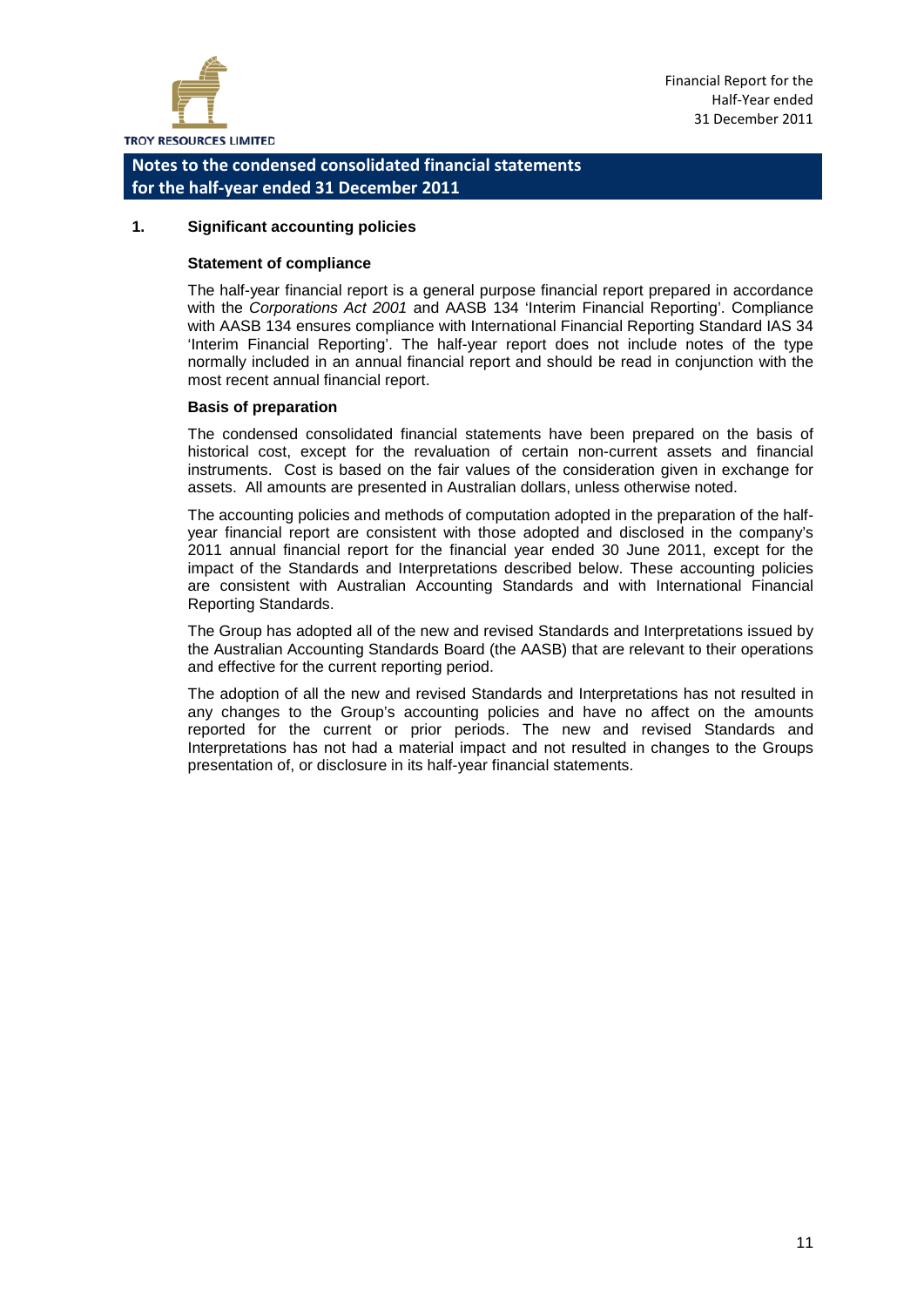## Notes to the condensed consolidated financial statements for the half-year ended 31 December 2011

### 1. Significant accounting policies

**Statement of compliance**

The half-year financial report is a general purpose financial report prepared in accordance with the *Corporations Act 2001* and AASB 134 'Interim Financial Reporting'. Compliance with AASB 134 ensures compliance with International Financial Reporting Standard IAS 34 'Interim Financial Reporting'. The half-year report does not include notes of the type normally included in an annual financial report and should be read in conjunction with the most recent annual financial report.

**Basis of preparation**

The condensed consolidated financial statements have been prepared on the basis of historical cost, except for the revaluation of certain non-current assets and financial instruments. Cost is based on the fair values of the consideration given in exchange for assets. All amounts are presented in Australian dollars, unless otherwise noted.

The accounting policies and methods of computation adopted in the preparation of the half-year financial report are consistent with those adopted and disclosed in the company's 2011 annual financial report for the financial year ended 30 June 2011, except for the impact of the Standards and Interpretations described below. These accounting policies are consistent with Australian Accounting Standards and with International Financial Reporting Standards.

The Group has adopted all of the new and revised Standards and Interpretations issued by the Australian Accounting Standards Board (the AASB) that are relevant to their operations and effective for the current reporting period.

The adoption of all the new and revised Standards and Interpretations has not resulted in any changes to the Group's accounting policies and have no affect on the amounts reported for the current or prior periods. The new and revised Standards and Interpretations has not had a material impact and not resulted in changes to the Groups presentation of, or disclosure in its half-year financial statements.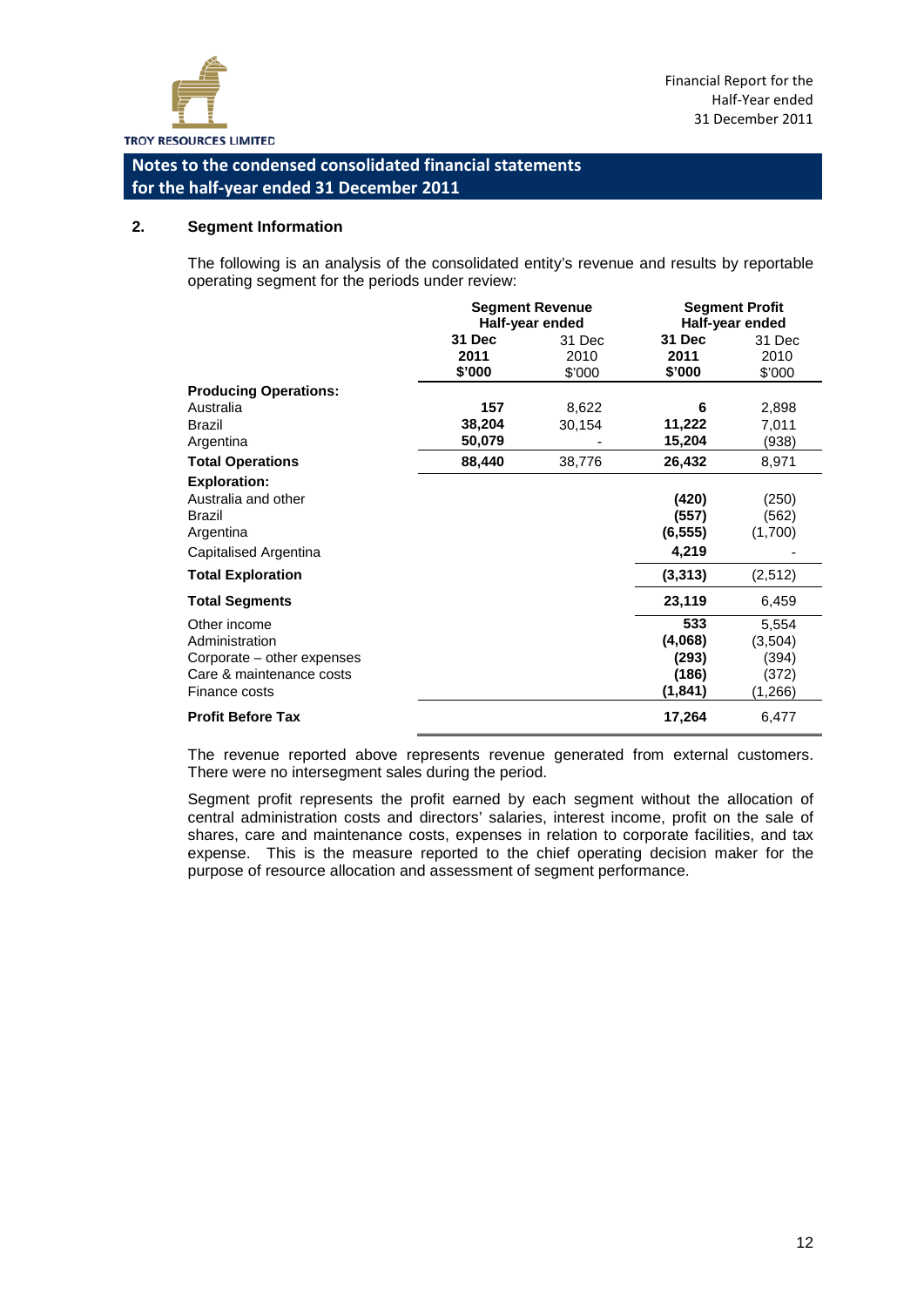## Notes to the condensed consolidated financial statements for the half-year ended 31 December 2011

### 2. Segment Information

The following is an analysis of the consolidated entity's revenue and results by reportable operating segment for the periods under review:

| | Segment Revenue Half-year ended | | Segment Profit Half-year ended | |
|---|---|---|---|---|
| | **31 Dec 2011 $'000** | 31 Dec 2010 $'000 | **31 Dec 2011 $'000** | 31 Dec 2010 $'000 |
| **Producing Operations:** | | | | |
| Australia | **157** | 8,622 | **6** | 2,898 |
| Brazil | **38,204** | 30,154 | **11,222** | 7,011 |
| Argentina | **50,079** | - | **15,204** | (938) |
| **Total Operations** | **88,440** | 38,776 | **26,432** | 8,971 |
| **Exploration:** | | | | |
| Australia and other | | | **(420)** | (250) |
| Brazil | | | **(557)** | (562) |
| Argentina | | | **(6,555)** | (1,700) |
| Capitalised Argentina | | | **4,219** | - |
| **Total Exploration** | | | **(3,313)** | (2,512) |
| **Total Segments** | | | **23,119** | 6,459 |
| Other income | | | **533** | 5,554 |
| Administration | | | **(4,068)** | (3,504) |
| Corporate – other expenses | | | **(293)** | (394) |
| Care & maintenance costs | | | **(186)** | (372) |
| Finance costs | | | **(1,841)** | (1,266) |
| **Profit Before Tax** | | | **17,264** | 6,477 |

The revenue reported above represents revenue generated from external customers. There were no intersegment sales during the period.

Segment profit represents the profit earned by each segment without the allocation of central administration costs and directors' salaries, interest income, profit on the sale of shares, care and maintenance costs, expenses in relation to corporate facilities, and tax expense. This is the measure reported to the chief operating decision maker for the purpose of resource allocation and assessment of segment performance.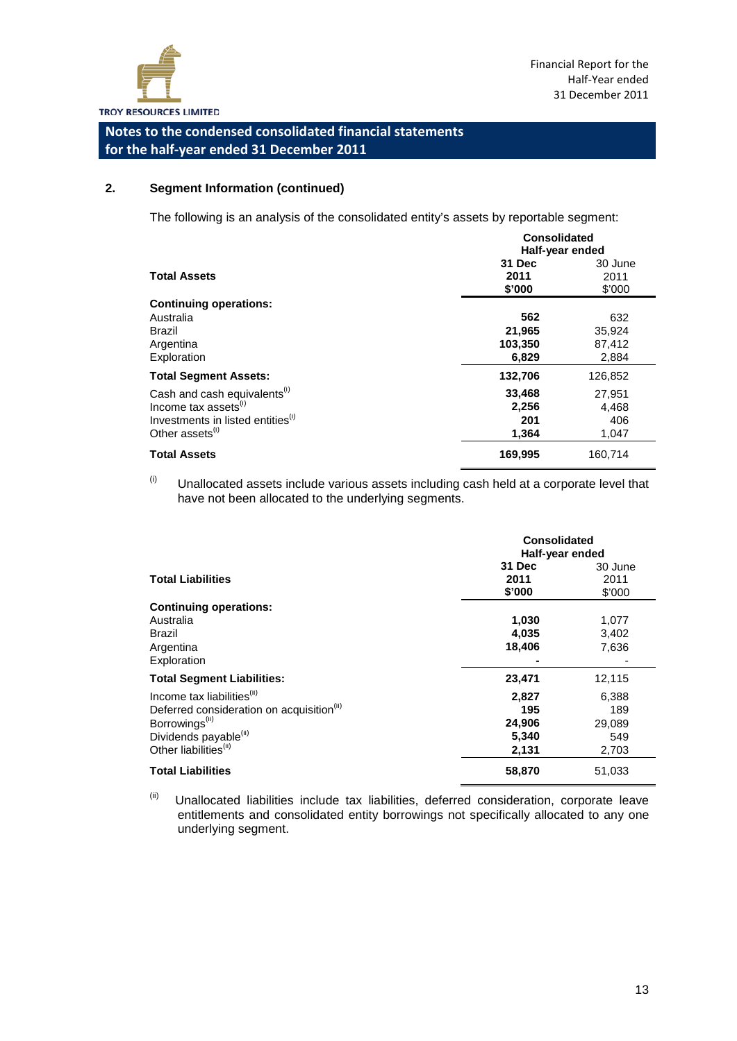## Notes to the condensed consolidated financial statements for the half-year ended 31 December 2011

### 2. Segment Information (continued)

The following is an analysis of the consolidated entity's assets by reportable segment:

| Total Assets | Consolidated Half-year ended 31 Dec 2011 $'000 | 30 June 2011 $'000 |
|---|---|---|
| **Continuing operations:** | | |
| Australia | **562** | 632 |
| Brazil | **21,965** | 35,924 |
| Argentina | **103,350** | 87,412 |
| Exploration | **6,829** | 2,884 |
| **Total Segment Assets:** | **132,706** | 126,852 |
| Cash and cash equivalents(i) | **33,468** | 27,951 |
| Income tax assets(i) | **2,256** | 4,468 |
| Investments in listed entities(i) | **201** | 406 |
| Other assets(i) | **1,364** | 1,047 |
| **Total Assets** | **169,995** | 160,714 |

(i) Unallocated assets include various assets including cash held at a corporate level that have not been allocated to the underlying segments.

| Total Liabilities | Consolidated Half-year ended 31 Dec 2011 $'000 | 30 June 2011 $'000 |
|---|---|---|
| **Continuing operations:** | | |
| Australia | **1,030** | 1,077 |
| Brazil | **4,035** | 3,402 |
| Argentina | **18,406** | 7,636 |
| Exploration | **-** | - |
| **Total Segment Liabilities:** | **23,471** | 12,115 |
| Income tax liabilities(ii) | **2,827** | 6,388 |
| Deferred consideration on acquisition(ii) | **195** | 189 |
| Borrowings(ii) | **24,906** | 29,089 |
| Dividends payable(ii) | **5,340** | 549 |
| Other liabilities(ii) | **2,131** | 2,703 |
| **Total Liabilities** | **58,870** | 51,033 |

(ii) Unallocated liabilities include tax liabilities, deferred consideration, corporate leave entitlements and consolidated entity borrowings not specifically allocated to any one underlying segment.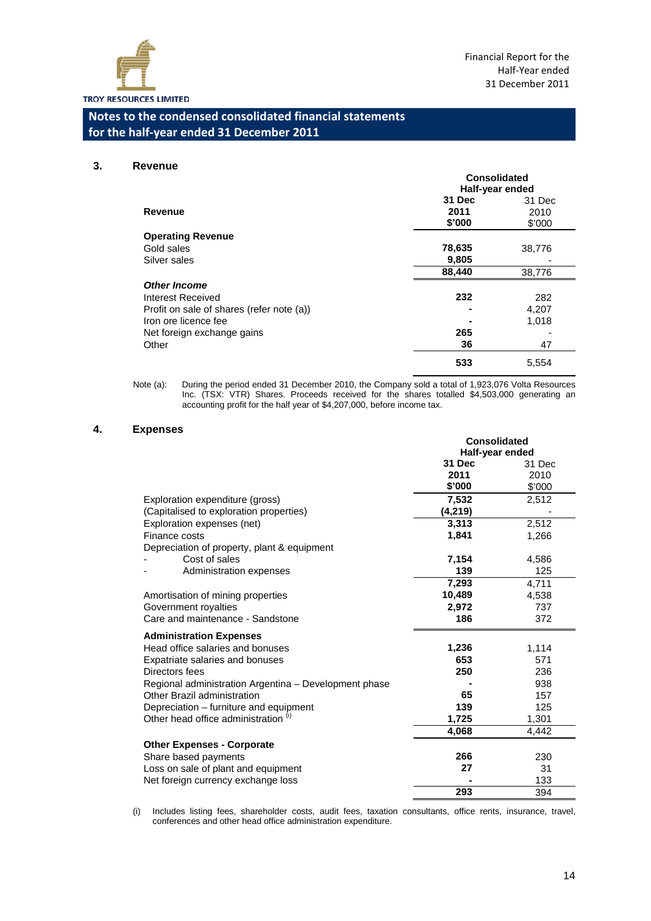## Notes to the condensed consolidated financial statements for the half-year ended 31 December 2011

### 3. Revenue

| Revenue | Consolidated Half-year ended 31 Dec 2011 $'000 | 31 Dec 2010 $'000 |
|---|---|---|
| **Operating Revenue** | | |
| Gold sales | **78,635** | 38,776 |
| Silver sales | **9,805** | - |
| | **88,440** | 38,776 |
| ***Other Income*** | | |
| Interest Received | **232** | 282 |
| Profit on sale of shares (refer note (a)) | **-** | 4,207 |
| Iron ore licence fee | **-** | 1,018 |
| Net foreign exchange gains | **265** | - |
| Other | **36** | 47 |
| | **533** | 5,554 |

Note (a): During the period ended 31 December 2010, the Company sold a total of 1,923,076 Volta Resources Inc. (TSX: VTR) Shares. Proceeds received for the shares totalled $4,503,000 generating an accounting profit for the half year of $4,207,000, before income tax.

### 4. Expenses

| | Consolidated Half-year ended 31 Dec 2011 $'000 | 31 Dec 2010 $'000 |
|---|---|---|
| Exploration expenditure (gross) | **7,532** | 2,512 |
| (Capitalised to exploration properties) | **(4,219)** | - |
| Exploration expenses (net) | **3,313** | 2,512 |
| Finance costs | **1,841** | 1,266 |
| Depreciation of property, plant & equipment | | |
| - Cost of sales | **7,154** | 4,586 |
| - Administration expenses | **139** | 125 |
| | **7,293** | 4,711 |
| Amortisation of mining properties | **10,489** | 4,538 |
| Government royalties | **2,972** | 737 |
| Care and maintenance - Sandstone | **186** | 372 |
| **Administration Expenses** | | |
| Head office salaries and bonuses | **1,236** | 1,114 |
| Expatriate salaries and bonuses | **653** | 571 |
| Directors fees | **250** | 236 |
| Regional administration Argentina – Development phase | **-** | 938 |
| Other Brazil administration | **65** | 157 |
| Depreciation – furniture and equipment | **139** | 125 |
| Other head office administration (i) | **1,725** | 1,301 |
| | **4,068** | 4,442 |
| **Other Expenses - Corporate** | | |
| Share based payments | **266** | 230 |
| Loss on sale of plant and equipment | **27** | 31 |
| Net foreign currency exchange loss | **-** | 133 |
| | **293** | 394 |

(i) Includes listing fees, shareholder costs, audit fees, taxation consultants, office rents, insurance, travel, conferences and other head office administration expenditure.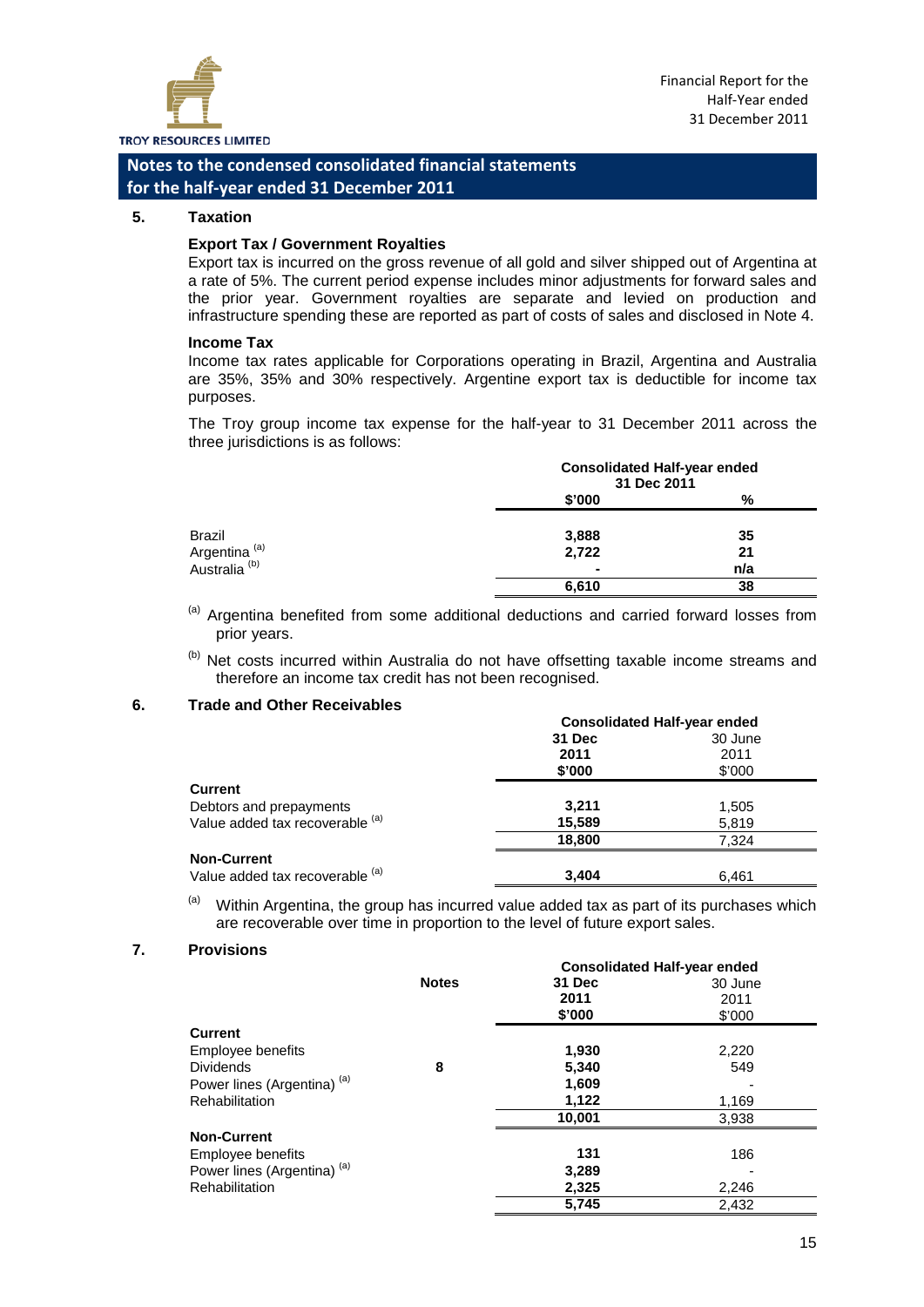## Notes to the condensed consolidated financial statements for the half-year ended 31 December 2011

### 5. Taxation

**Export Tax / Government Royalties**

Export tax is incurred on the gross revenue of all gold and silver shipped out of Argentina at a rate of 5%. The current period expense includes minor adjustments for forward sales and the prior year. Government royalties are separate and levied on production and infrastructure spending these are reported as part of costs of sales and disclosed in Note 4.

**Income Tax**

Income tax rates applicable for Corporations operating in Brazil, Argentina and Australia are 35%, 35% and 30% respectively. Argentine export tax is deductible for income tax purposes.

The Troy group income tax expense for the half-year to 31 December 2011 across the three jurisdictions is as follows:

| | Consolidated Half-year ended 31 Dec 2011 | |
|---|---|---|
| | **$'000** | **%** |
| Brazil | **3,888** | **35** |
| Argentina [a] | **2,722** | **21** |
| Australia [b] | **-** | **n/a** |
| | **6,610** | **38** |

[a] Argentina benefited from some additional deductions and carried forward losses from prior years.

[b] Net costs incurred within Australia do not have offsetting taxable income streams and therefore an income tax credit has not been recognised.

### 6. Trade and Other Receivables

| | Consolidated Half-year ended | |
|---|---|---|
| | **31 Dec 2011 $'000** | 30 June 2011 $'000 |
| **Current** | | |
| Debtors and prepayments | **3,211** | 1,505 |
| Value added tax recoverable [a] | **15,589** | 5,819 |
| | **18,800** | 7,324 |
| **Non-Current** | | |
| Value added tax recoverable [a] | **3,404** | 6,461 |

[a] Within Argentina, the group has incurred value added tax as part of its purchases which are recoverable over time in proportion to the level of future export sales.

### 7. Provisions

| | Notes | Consolidated Half-year ended | |
|---|---|---|---|
| | | **31 Dec 2011 $'000** | 30 June 2011 $'000 |
| **Current** | | | |
| Employee benefits | | **1,930** | 2,220 |
| Dividends | **8** | **5,340** | 549 |
| Power lines (Argentina) [a] | | **1,609** | - |
| Rehabilitation | | **1,122** | 1,169 |
| | | **10,001** | 3,938 |
| **Non-Current** | | | |
| Employee benefits | | **131** | 186 |
| Power lines (Argentina) [a] | | **3,289** | - |
| Rehabilitation | | **2,325** | 2,246 |
| | | **5,745** | 2,432 |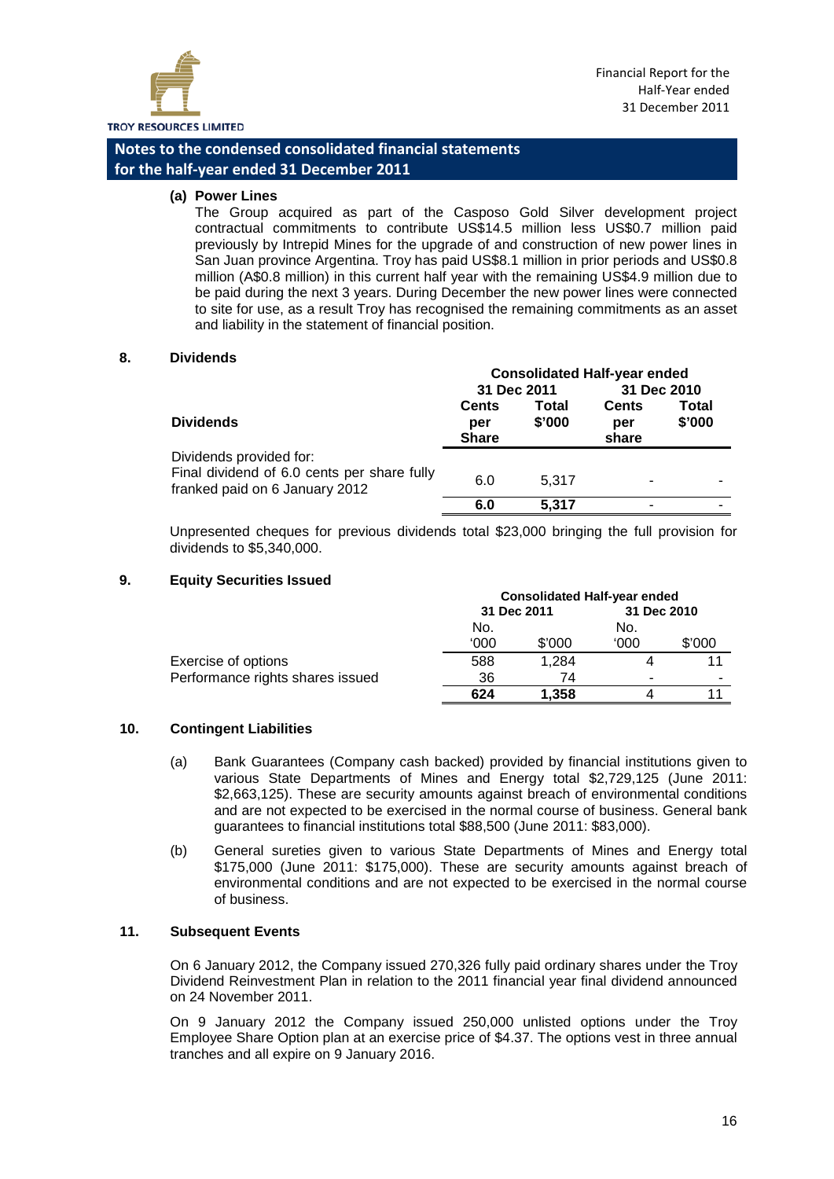## Notes to the condensed consolidated financial statements for the half-year ended 31 December 2011

**(a) Power Lines**

The Group acquired as part of the Casposo Gold Silver development project contractual commitments to contribute US$14.5 million less US$0.7 million paid previously by Intrepid Mines for the upgrade of and construction of new power lines in San Juan province Argentina. Troy has paid US$8.1 million in prior periods and US$0.8 million (A$0.8 million) in this current half year with the remaining US$4.9 million due to be paid during the next 3 years. During December the new power lines were connected to site for use, as a result Troy has recognised the remaining commitments as an asset and liability in the statement of financial position.

### 8. Dividends

| | Consolidated Half-year ended | | | |
|---|---|---|---|---|
| | 31 Dec 2011 | | 31 Dec 2010 | |
| **Dividends** | **Cents per Share** | **Total $'000** | **Cents per share** | **Total $'000** |
| Dividends provided for: | | | | |
| Final dividend of 6.0 cents per share fully franked paid on 6 January 2012 | 6.0 | 5,317 | - | - |
| | **6.0** | **5,317** | - | - |

Unpresented cheques for previous dividends total $23,000 bringing the full provision for dividends to $5,340,000.

### 9. Equity Securities Issued

| | Consolidated Half-year ended | | | |
|---|---|---|---|---|
| | 31 Dec 2011 | | 31 Dec 2010 | |
| | No. '000 | $'000 | No. '000 | $'000 |
| Exercise of options | 588 | 1,284 | 4 | 11 |
| Performance rights shares issued | 36 | 74 | - | - |
| | **624** | **1,358** | 4 | 11 |

### 10. Contingent Liabilities

(a) Bank Guarantees (Company cash backed) provided by financial institutions given to various State Departments of Mines and Energy total $2,729,125 (June 2011: $2,663,125). These are security amounts against breach of environmental conditions and are not expected to be exercised in the normal course of business. General bank guarantees to financial institutions total $88,500 (June 2011: $83,000).

(b) General sureties given to various State Departments of Mines and Energy total $175,000 (June 2011: $175,000). These are security amounts against breach of environmental conditions and are not expected to be exercised in the normal course of business.

### 11. Subsequent Events

On 6 January 2012, the Company issued 270,326 fully paid ordinary shares under the Troy Dividend Reinvestment Plan in relation to the 2011 financial year final dividend announced on 24 November 2011.

On 9 January 2012 the Company issued 250,000 unlisted options under the Troy Employee Share Option plan at an exercise price of $4.37. The options vest in three annual tranches and all expire on 9 January 2016.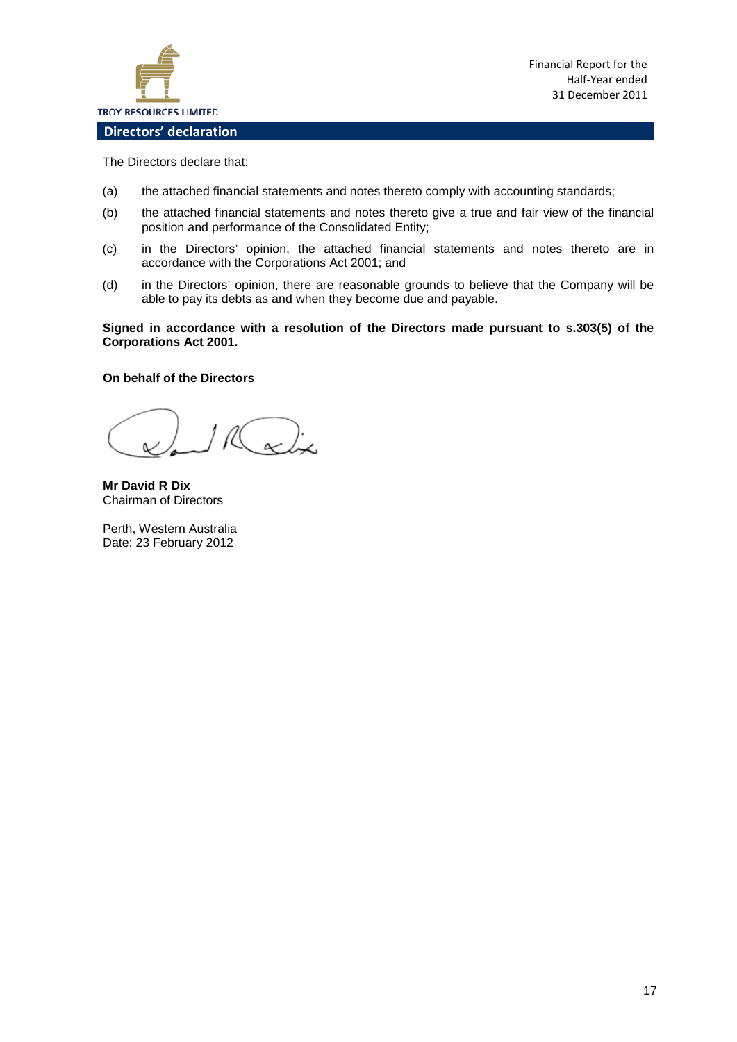## Directors' declaration

The Directors declare that:

(a) the attached financial statements and notes thereto comply with accounting standards;

(b) the attached financial statements and notes thereto give a true and fair view of the financial position and performance of the Consolidated Entity;

(c) in the Directors' opinion, the attached financial statements and notes thereto are in accordance with the Corporations Act 2001; and

(d) in the Directors' opinion, there are reasonable grounds to believe that the Company will be able to pay its debts as and when they become due and payable.

**Signed in accordance with a resolution of the Directors made pursuant to s.303(5) of the Corporations Act 2001.**

**On behalf of the Directors**

**Mr David R Dix**
Chairman of Directors

Perth, Western Australia
Date: 23 February 2012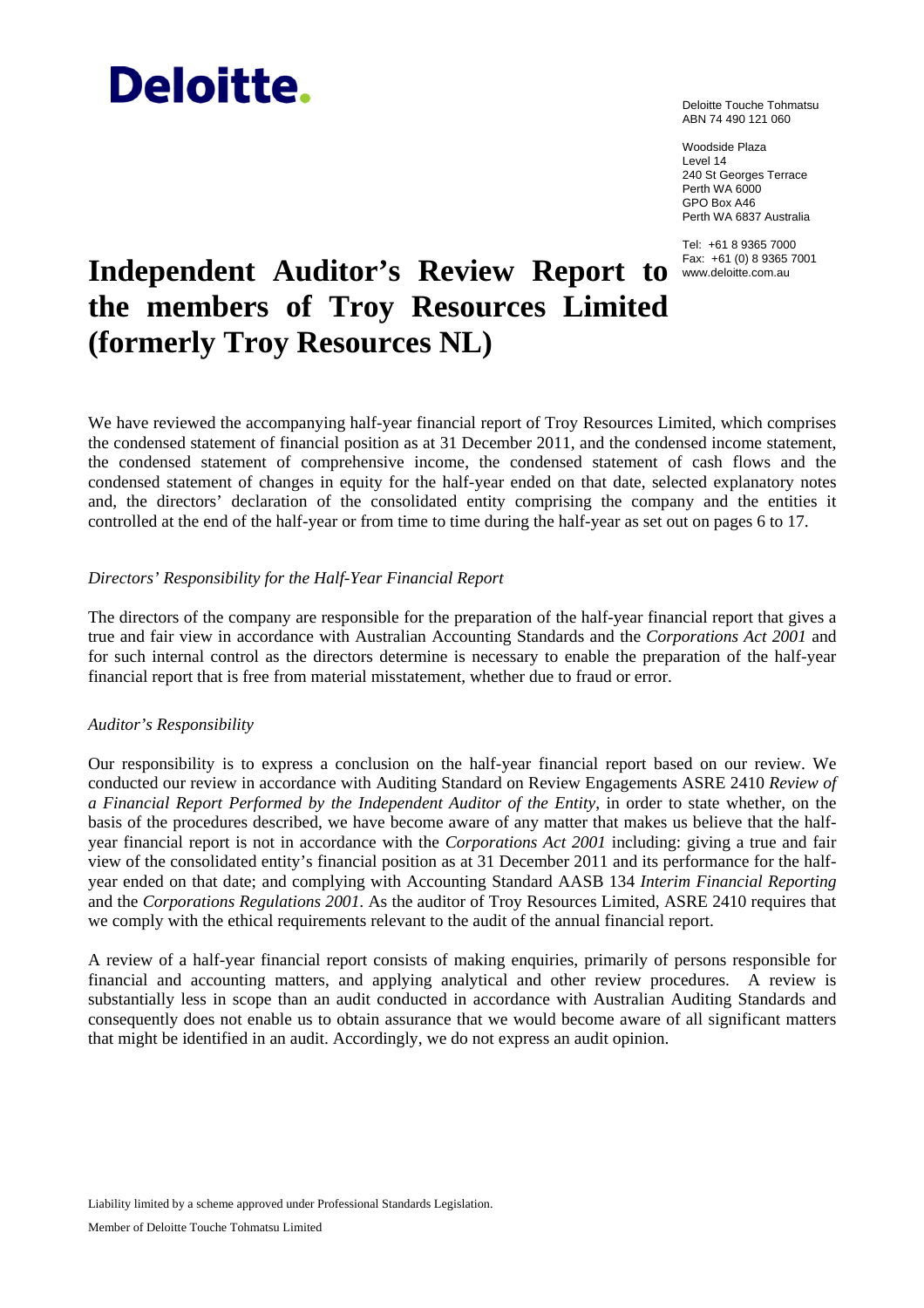**Deloitte.**

Deloitte Touche Tohmatsu
ABN 74 490 121 060

Woodside Plaza
Level 14
240 St Georges Terrace
Perth WA 6000
GPO Box A46
Perth WA 6837 Australia

Tel: +61 8 9365 7000
Fax: +61 (0) 8 9365 7001
www.deloitte.com.au

# Independent Auditor's Review Report to the members of Troy Resources Limited (formerly Troy Resources NL)

We have reviewed the accompanying half-year financial report of Troy Resources Limited, which comprises the condensed statement of financial position as at 31 December 2011, and the condensed income statement, the condensed statement of comprehensive income, the condensed statement of cash flows and the condensed statement of changes in equity for the half-year ended on that date, selected explanatory notes and, the directors' declaration of the consolidated entity comprising the company and the entities it controlled at the end of the half-year or from time to time during the half-year as set out on pages 6 to 17.

*Directors' Responsibility for the Half-Year Financial Report*

The directors of the company are responsible for the preparation of the half-year financial report that gives a true and fair view in accordance with Australian Accounting Standards and the *Corporations Act 2001* and for such internal control as the directors determine is necessary to enable the preparation of the half-year financial report that is free from material misstatement, whether due to fraud or error.

*Auditor's Responsibility*

Our responsibility is to express a conclusion on the half-year financial report based on our review. We conducted our review in accordance with Auditing Standard on Review Engagements ASRE 2410 *Review of a Financial Report Performed by the Independent Auditor of the Entity*, in order to state whether, on the basis of the procedures described, we have become aware of any matter that makes us believe that the half-year financial report is not in accordance with the *Corporations Act 2001* including: giving a true and fair view of the consolidated entity's financial position as at 31 December 2011 and its performance for the half-year ended on that date; and complying with Accounting Standard AASB 134 *Interim Financial Reporting* and the *Corporations Regulations 2001*. As the auditor of Troy Resources Limited, ASRE 2410 requires that we comply with the ethical requirements relevant to the audit of the annual financial report.

A review of a half-year financial report consists of making enquiries, primarily of persons responsible for financial and accounting matters, and applying analytical and other review procedures. A review is substantially less in scope than an audit conducted in accordance with Australian Auditing Standards and consequently does not enable us to obtain assurance that we would become aware of all significant matters that might be identified in an audit. Accordingly, we do not express an audit opinion.

Liability limited by a scheme approved under Professional Standards Legislation.

Member of Deloitte Touche Tohmatsu Limited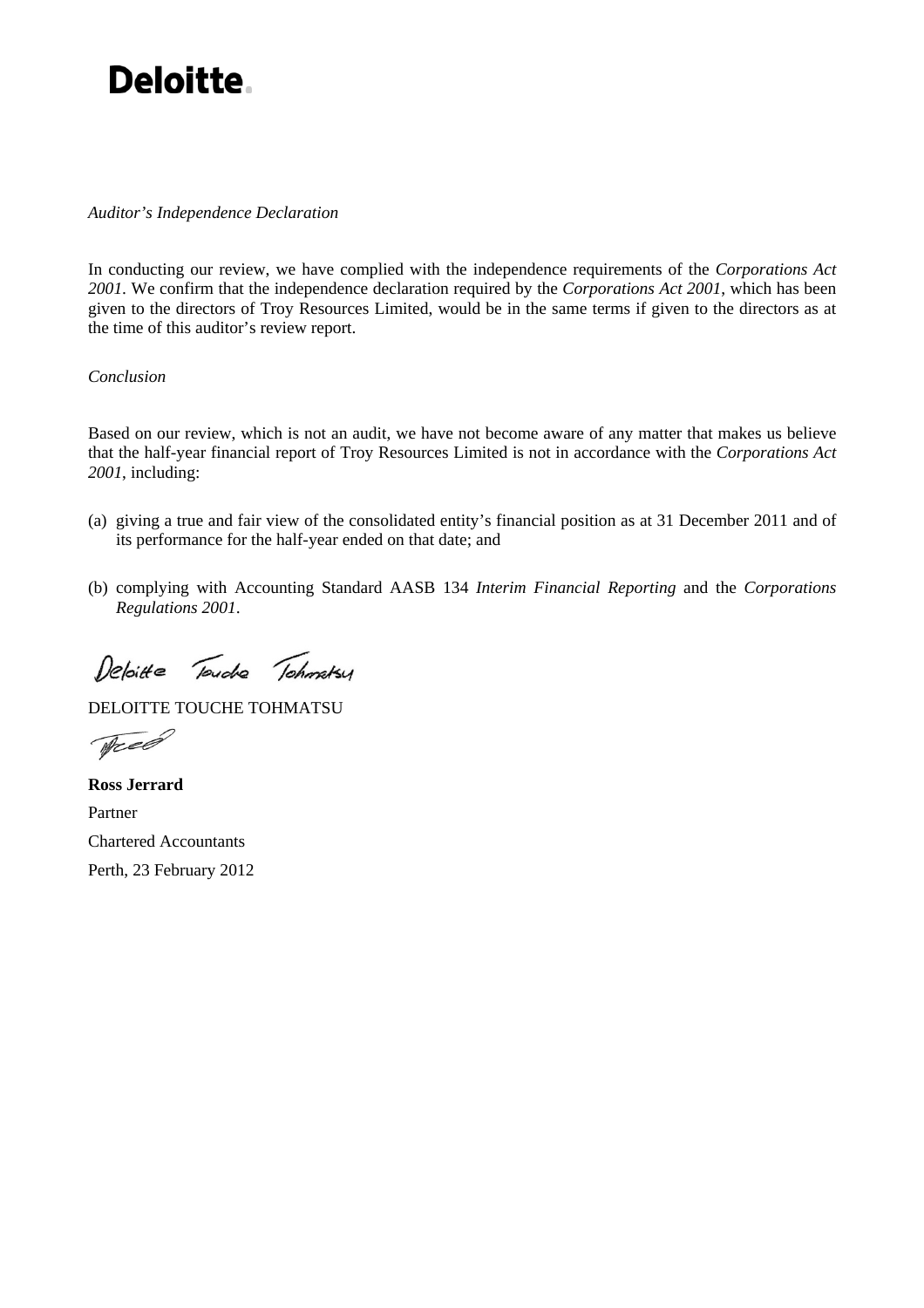# Deloitte.

*Auditor's Independence Declaration*

In conducting our review, we have complied with the independence requirements of the *Corporations Act 2001*. We confirm that the independence declaration required by the *Corporations Act 2001*, which has been given to the directors of Troy Resources Limited, would be in the same terms if given to the directors as at the time of this auditor's review report.

*Conclusion*

Based on our review, which is not an audit, we have not become aware of any matter that makes us believe that the half-year financial report of Troy Resources Limited is not in accordance with the *Corporations Act 2001*, including:

(a) giving a true and fair view of the consolidated entity's financial position as at 31 December 2011 and of its performance for the half-year ended on that date; and

(b) complying with Accounting Standard AASB 134 *Interim Financial Reporting* and the *Corporations Regulations 2001*.

Deloitte Touche Tohmatsu

DELOITTE TOUCHE TOHMATSU

**Ross Jerrard**

Partner

Chartered Accountants

Perth, 23 February 2012